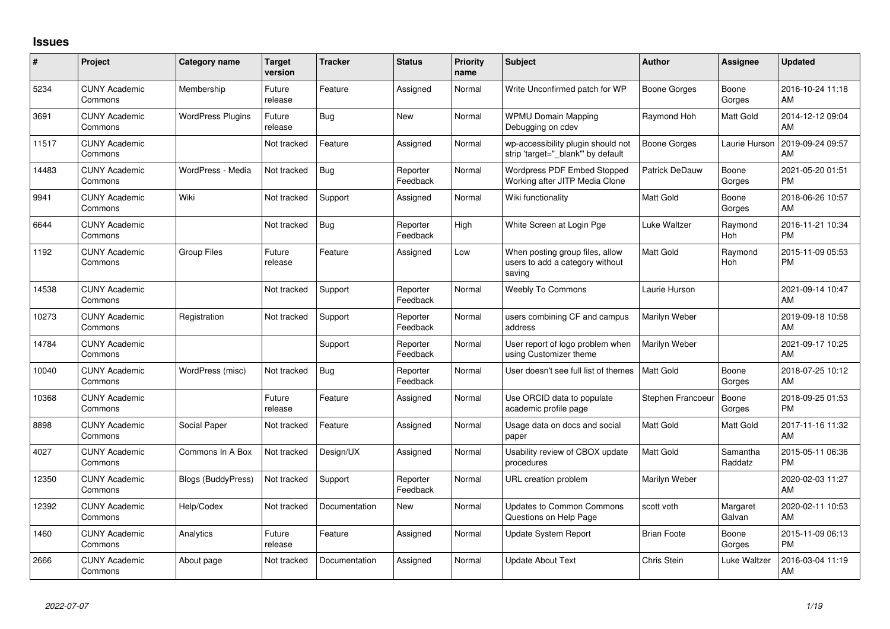# Issues

| # | Project | Category name | Target version | Tracker | Status | Priority name | Subject | Author | Assignee | Updated |
|---|---|---|---|---|---|---|---|---|---|---|
| 5234 | CUNY Academic Commons | Membership | Future release | Feature | Assigned | Normal | Write Unconfirmed patch for WP | Boone Gorges | Boone Gorges | 2016-10-24 11:18 AM |
| 3691 | CUNY Academic Commons | WordPress Plugins | Future release | Bug | New | Normal | WPMU Domain Mapping Debugging on cdev | Raymond Hoh | Matt Gold | 2014-12-12 09:04 AM |
| 11517 | CUNY Academic Commons | | Not tracked | Feature | Assigned | Normal | wp-accessibility plugin should not strip 'target="_blank"' by default | Boone Gorges | Laurie Hurson | 2019-09-24 09:57 AM |
| 14483 | CUNY Academic Commons | WordPress - Media | Not tracked | Bug | Reporter Feedback | Normal | Wordpress PDF Embed Stopped Working after JITP Media Clone | Patrick DeDauw | Boone Gorges | 2021-05-20 01:51 PM |
| 9941 | CUNY Academic Commons | Wiki | Not tracked | Support | Assigned | Normal | Wiki functionality | Matt Gold | Boone Gorges | 2018-06-26 10:57 AM |
| 6644 | CUNY Academic Commons | | Not tracked | Bug | Reporter Feedback | High | White Screen at Login Pge | Luke Waltzer | Raymond Hoh | 2016-11-21 10:34 PM |
| 1192 | CUNY Academic Commons | Group Files | Future release | Feature | Assigned | Low | When posting group files, allow users to add a category without saving | Matt Gold | Raymond Hoh | 2015-11-09 05:53 PM |
| 14538 | CUNY Academic Commons | | Not tracked | Support | Reporter Feedback | Normal | Weebly To Commons | Laurie Hurson | | 2021-09-14 10:47 AM |
| 10273 | CUNY Academic Commons | Registration | Not tracked | Support | Reporter Feedback | Normal | users combining CF and campus address | Marilyn Weber | | 2019-09-18 10:58 AM |
| 14784 | CUNY Academic Commons | | | Support | Reporter Feedback | Normal | User report of logo problem when using Customizer theme | Marilyn Weber | | 2021-09-17 10:25 AM |
| 10040 | CUNY Academic Commons | WordPress (misc) | Not tracked | Bug | Reporter Feedback | Normal | User doesn't see full list of themes | Matt Gold | Boone Gorges | 2018-07-25 10:12 AM |
| 10368 | CUNY Academic Commons | | Future release | Feature | Assigned | Normal | Use ORCID data to populate academic profile page | Stephen Francoeur | Boone Gorges | 2018-09-25 01:53 PM |
| 8898 | CUNY Academic Commons | Social Paper | Not tracked | Feature | Assigned | Normal | Usage data on docs and social paper | Matt Gold | Matt Gold | 2017-11-16 11:32 AM |
| 4027 | CUNY Academic Commons | Commons In A Box | Not tracked | Design/UX | Assigned | Normal | Usability review of CBOX update procedures | Matt Gold | Samantha Raddatz | 2015-05-11 06:36 PM |
| 12350 | CUNY Academic Commons | Blogs (BuddyPress) | Not tracked | Support | Reporter Feedback | Normal | URL creation problem | Marilyn Weber | | 2020-02-03 11:27 AM |
| 12392 | CUNY Academic Commons | Help/Codex | Not tracked | Documentation | New | Normal | Updates to Common Commons Questions on Help Page | scott voth | Margaret Galvan | 2020-02-11 10:53 AM |
| 1460 | CUNY Academic Commons | Analytics | Future release | Feature | Assigned | Normal | Update System Report | Brian Foote | Boone Gorges | 2015-11-09 06:13 PM |
| 2666 | CUNY Academic Commons | About page | Not tracked | Documentation | Assigned | Normal | Update About Text | Chris Stein | Luke Waltzer | 2016-03-04 11:19 AM |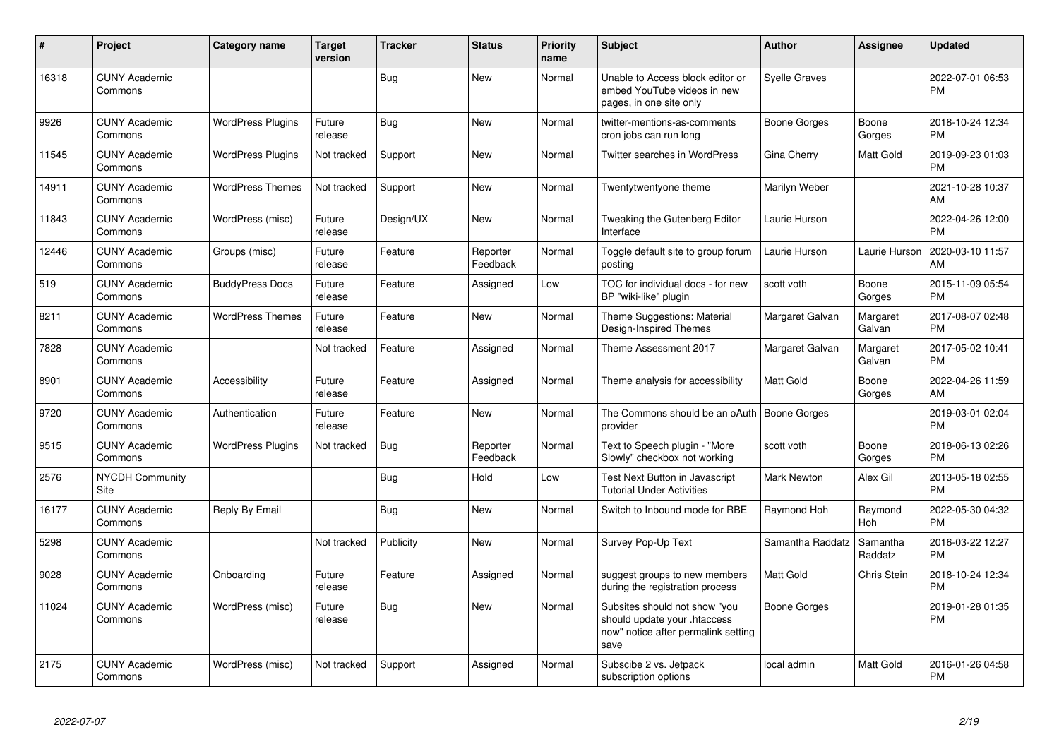| # | Project | Category name | Target version | Tracker | Status | Priority name | Subject | Author | Assignee | Updated |
|---|---|---|---|---|---|---|---|---|---|---|
| 16318 | CUNY Academic Commons | | | Bug | New | Normal | Unable to Access block editor or embed YouTube videos in new pages, in one site only | Syelle Graves | | 2022-07-01 06:53 PM |
| 9926 | CUNY Academic Commons | WordPress Plugins | Future release | Bug | New | Normal | twitter-mentions-as-comments cron jobs can run long | Boone Gorges | Boone Gorges | 2018-10-24 12:34 PM |
| 11545 | CUNY Academic Commons | WordPress Plugins | Not tracked | Support | New | Normal | Twitter searches in WordPress | Gina Cherry | Matt Gold | 2019-09-23 01:03 PM |
| 14911 | CUNY Academic Commons | WordPress Themes | Not tracked | Support | New | Normal | Twentytwentyone theme | Marilyn Weber | | 2021-10-28 10:37 AM |
| 11843 | CUNY Academic Commons | WordPress (misc) | Future release | Design/UX | New | Normal | Tweaking the Gutenberg Editor Interface | Laurie Hurson | | 2022-04-26 12:00 PM |
| 12446 | CUNY Academic Commons | Groups (misc) | Future release | Feature | Reporter Feedback | Normal | Toggle default site to group forum posting | Laurie Hurson | Laurie Hurson | 2020-03-10 11:57 AM |
| 519 | CUNY Academic Commons | BuddyPress Docs | Future release | Feature | Assigned | Low | TOC for individual docs - for new BP "wiki-like" plugin | scott voth | Boone Gorges | 2015-11-09 05:54 PM |
| 8211 | CUNY Academic Commons | WordPress Themes | Future release | Feature | New | Normal | Theme Suggestions: Material Design-Inspired Themes | Margaret Galvan | Margaret Galvan | 2017-08-07 02:48 PM |
| 7828 | CUNY Academic Commons | | Not tracked | Feature | Assigned | Normal | Theme Assessment 2017 | Margaret Galvan | Margaret Galvan | 2017-05-02 10:41 PM |
| 8901 | CUNY Academic Commons | Accessibility | Future release | Feature | Assigned | Normal | Theme analysis for accessibility | Matt Gold | Boone Gorges | 2022-04-26 11:59 AM |
| 9720 | CUNY Academic Commons | Authentication | Future release | Feature | New | Normal | The Commons should be an oAuth provider | Boone Gorges | | 2019-03-01 02:04 PM |
| 9515 | CUNY Academic Commons | WordPress Plugins | Not tracked | Bug | Reporter Feedback | Normal | Text to Speech plugin - "More Slowly" checkbox not working | scott voth | Boone Gorges | 2018-06-13 02:26 PM |
| 2576 | NYCDH Community Site | | | Bug | Hold | Low | Test Next Button in Javascript Tutorial Under Activities | Mark Newton | Alex Gil | 2013-05-18 02:55 PM |
| 16177 | CUNY Academic Commons | Reply By Email | | Bug | New | Normal | Switch to Inbound mode for RBE | Raymond Hoh | Raymond Hoh | 2022-05-30 04:32 PM |
| 5298 | CUNY Academic Commons | | Not tracked | Publicity | New | Normal | Survey Pop-Up Text | Samantha Raddatz | Samantha Raddatz | 2016-03-22 12:27 PM |
| 9028 | CUNY Academic Commons | Onboarding | Future release | Feature | Assigned | Normal | suggest groups to new members during the registration process | Matt Gold | Chris Stein | 2018-10-24 12:34 PM |
| 11024 | CUNY Academic Commons | WordPress (misc) | Future release | Bug | New | Normal | Subsites should not show "you should update your .htaccess now" notice after permalink setting save | Boone Gorges | | 2019-01-28 01:35 PM |
| 2175 | CUNY Academic Commons | WordPress (misc) | Not tracked | Support | Assigned | Normal | Subscibe 2 vs. Jetpack subscription options | local admin | Matt Gold | 2016-01-26 04:58 PM |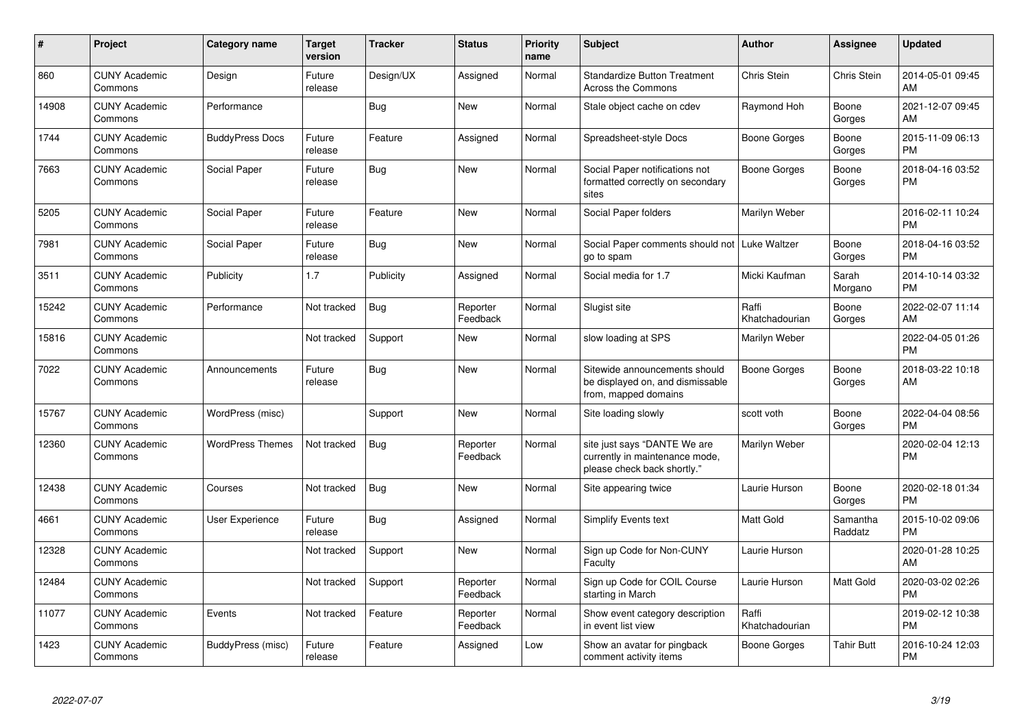| # | Project | Category name | Target version | Tracker | Status | Priority name | Subject | Author | Assignee | Updated |
|---|---|---|---|---|---|---|---|---|---|---|
| 860 | CUNY Academic Commons | Design | Future release | Design/UX | Assigned | Normal | Standardize Button Treatment Across the Commons | Chris Stein | Chris Stein | 2014-05-01 09:45 AM |
| 14908 | CUNY Academic Commons | Performance | | Bug | New | Normal | Stale object cache on cdev | Raymond Hoh | Boone Gorges | 2021-12-07 09:45 AM |
| 1744 | CUNY Academic Commons | BuddyPress Docs | Future release | Feature | Assigned | Normal | Spreadsheet-style Docs | Boone Gorges | Boone Gorges | 2015-11-09 06:13 PM |
| 7663 | CUNY Academic Commons | Social Paper | Future release | Bug | New | Normal | Social Paper notifications not formatted correctly on secondary sites | Boone Gorges | Boone Gorges | 2018-04-16 03:52 PM |
| 5205 | CUNY Academic Commons | Social Paper | Future release | Feature | New | Normal | Social Paper folders | Marilyn Weber | | 2016-02-11 10:24 PM |
| 7981 | CUNY Academic Commons | Social Paper | Future release | Bug | New | Normal | Social Paper comments should not go to spam | Luke Waltzer | Boone Gorges | 2018-04-16 03:52 PM |
| 3511 | CUNY Academic Commons | Publicity | 1.7 | Publicity | Assigned | Normal | Social media for 1.7 | Micki Kaufman | Sarah Morgano | 2014-10-14 03:32 PM |
| 15242 | CUNY Academic Commons | Performance | Not tracked | Bug | Reporter Feedback | Normal | Slugist site | Raffi Khatchadourian | Boone Gorges | 2022-02-07 11:14 AM |
| 15816 | CUNY Academic Commons | | Not tracked | Support | New | Normal | slow loading at SPS | Marilyn Weber | | 2022-04-05 01:26 PM |
| 7022 | CUNY Academic Commons | Announcements | Future release | Bug | New | Normal | Sitewide announcements should be displayed on, and dismissable from, mapped domains | Boone Gorges | Boone Gorges | 2018-03-22 10:18 AM |
| 15767 | CUNY Academic Commons | WordPress (misc) | | Support | New | Normal | Site loading slowly | scott voth | Boone Gorges | 2022-04-04 08:56 PM |
| 12360 | CUNY Academic Commons | WordPress Themes | Not tracked | Bug | Reporter Feedback | Normal | site just says "DANTE We are currently in maintenance mode, please check back shortly." | Marilyn Weber | | 2020-02-04 12:13 PM |
| 12438 | CUNY Academic Commons | Courses | Not tracked | Bug | New | Normal | Site appearing twice | Laurie Hurson | Boone Gorges | 2020-02-18 01:34 PM |
| 4661 | CUNY Academic Commons | User Experience | Future release | Bug | Assigned | Normal | Simplify Events text | Matt Gold | Samantha Raddatz | 2015-10-02 09:06 PM |
| 12328 | CUNY Academic Commons | | Not tracked | Support | New | Normal | Sign up Code for Non-CUNY Faculty | Laurie Hurson | | 2020-01-28 10:25 AM |
| 12484 | CUNY Academic Commons | | Not tracked | Support | Reporter Feedback | Normal | Sign up Code for COIL Course starting in March | Laurie Hurson | Matt Gold | 2020-03-02 02:26 PM |
| 11077 | CUNY Academic Commons | Events | Not tracked | Feature | Reporter Feedback | Normal | Show event category description in event list view | Raffi Khatchadourian | | 2019-02-12 10:38 PM |
| 1423 | CUNY Academic Commons | BuddyPress (misc) | Future release | Feature | Assigned | Low | Show an avatar for pingback comment activity items | Boone Gorges | Tahir Butt | 2016-10-24 12:03 PM |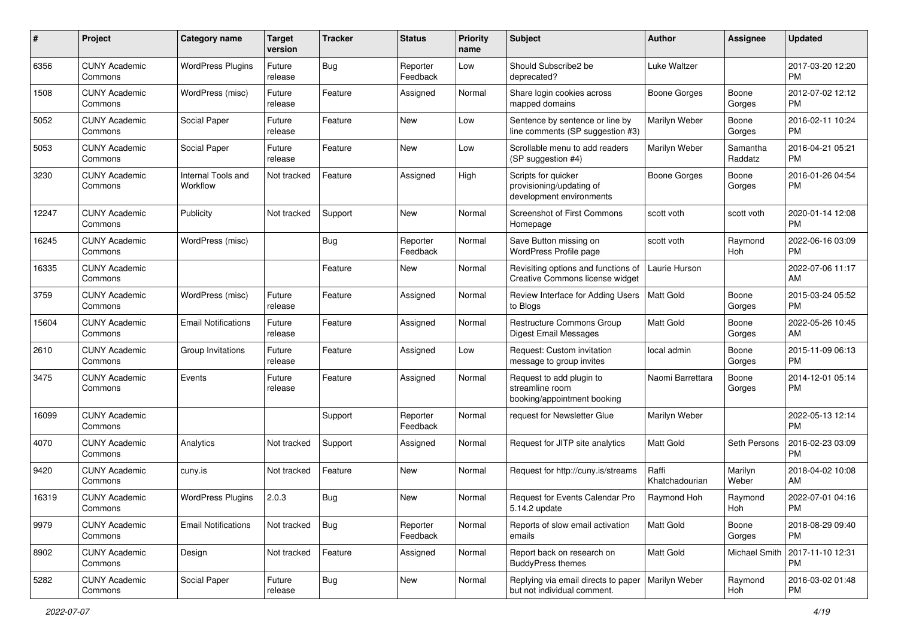| # | Project | Category name | Target version | Tracker | Status | Priority name | Subject | Author | Assignee | Updated |
|---|---|---|---|---|---|---|---|---|---|---|
| 6356 | CUNY Academic Commons | WordPress Plugins | Future release | Bug | Reporter Feedback | Low | Should Subscribe2 be deprecated? | Luke Waltzer | | 2017-03-20 12:20 PM |
| 1508 | CUNY Academic Commons | WordPress (misc) | Future release | Feature | Assigned | Normal | Share login cookies across mapped domains | Boone Gorges | Boone Gorges | 2012-07-02 12:12 PM |
| 5052 | CUNY Academic Commons | Social Paper | Future release | Feature | New | Low | Sentence by sentence or line by line comments (SP suggestion #3) | Marilyn Weber | Boone Gorges | 2016-02-11 10:24 PM |
| 5053 | CUNY Academic Commons | Social Paper | Future release | Feature | New | Low | Scrollable menu to add readers (SP suggestion #4) | Marilyn Weber | Samantha Raddatz | 2016-04-21 05:21 PM |
| 3230 | CUNY Academic Commons | Internal Tools and Workflow | Not tracked | Feature | Assigned | High | Scripts for quicker provisioning/updating of development environments | Boone Gorges | Boone Gorges | 2016-01-26 04:54 PM |
| 12247 | CUNY Academic Commons | Publicity | Not tracked | Support | New | Normal | Screenshot of First Commons Homepage | scott voth | scott voth | 2020-01-14 12:08 PM |
| 16245 | CUNY Academic Commons | WordPress (misc) | | Bug | Reporter Feedback | Normal | Save Button missing on WordPress Profile page | scott voth | Raymond Hoh | 2022-06-16 03:09 PM |
| 16335 | CUNY Academic Commons | | | Feature | New | Normal | Revisiting options and functions of Creative Commons license widget | Laurie Hurson | | 2022-07-06 11:17 AM |
| 3759 | CUNY Academic Commons | WordPress (misc) | Future release | Feature | Assigned | Normal | Review Interface for Adding Users to Blogs | Matt Gold | Boone Gorges | 2015-03-24 05:52 PM |
| 15604 | CUNY Academic Commons | Email Notifications | Future release | Feature | Assigned | Normal | Restructure Commons Group Digest Email Messages | Matt Gold | Boone Gorges | 2022-05-26 10:45 AM |
| 2610 | CUNY Academic Commons | Group Invitations | Future release | Feature | Assigned | Low | Request: Custom invitation message to group invites | local admin | Boone Gorges | 2015-11-09 06:13 PM |
| 3475 | CUNY Academic Commons | Events | Future release | Feature | Assigned | Normal | Request to add plugin to streamline room booking/appointment booking | Naomi Barrettara | Boone Gorges | 2014-12-01 05:14 PM |
| 16099 | CUNY Academic Commons | | | Support | Reporter Feedback | Normal | request for Newsletter Glue | Marilyn Weber | | 2022-05-13 12:14 PM |
| 4070 | CUNY Academic Commons | Analytics | Not tracked | Support | Assigned | Normal | Request for JITP site analytics | Matt Gold | Seth Persons | 2016-02-23 03:09 PM |
| 9420 | CUNY Academic Commons | cuny.is | Not tracked | Feature | New | Normal | Request for http://cuny.is/streams | Raffi Khatchadourian | Marilyn Weber | 2018-04-02 10:08 AM |
| 16319 | CUNY Academic Commons | WordPress Plugins | 2.0.3 | Bug | New | Normal | Request for Events Calendar Pro 5.14.2 update | Raymond Hoh | Raymond Hoh | 2022-07-01 04:16 PM |
| 9979 | CUNY Academic Commons | Email Notifications | Not tracked | Bug | Reporter Feedback | Normal | Reports of slow email activation emails | Matt Gold | Boone Gorges | 2018-08-29 09:40 PM |
| 8902 | CUNY Academic Commons | Design | Not tracked | Feature | Assigned | Normal | Report back on research on BuddyPress themes | Matt Gold | Michael Smith | 2017-11-10 12:31 PM |
| 5282 | CUNY Academic Commons | Social Paper | Future release | Bug | New | Normal | Replying via email directs to paper but not individual comment. | Marilyn Weber | Raymond Hoh | 2016-03-02 01:48 PM |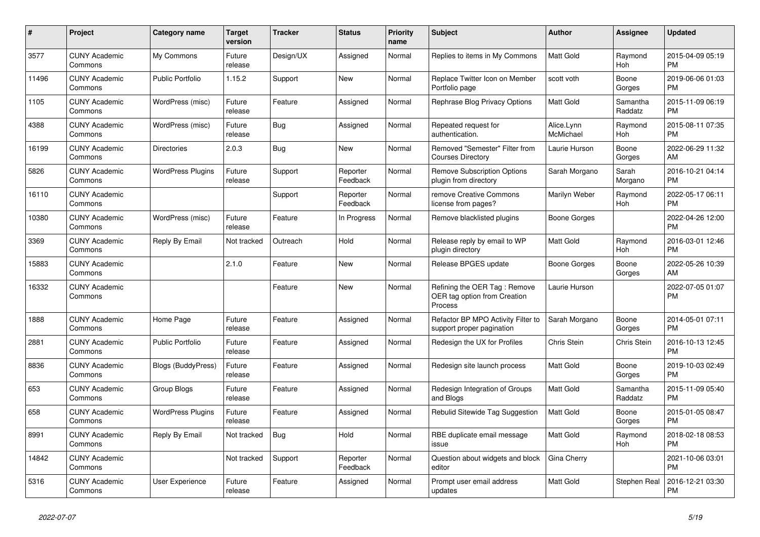| # | Project | Category name | Target version | Tracker | Status | Priority name | Subject | Author | Assignee | Updated |
|---|---|---|---|---|---|---|---|---|---|---|
| 3577 | CUNY Academic Commons | My Commons | Future release | Design/UX | Assigned | Normal | Replies to items in My Commons | Matt Gold | Raymond Hoh | 2015-04-09 05:19 PM |
| 11496 | CUNY Academic Commons | Public Portfolio | 1.15.2 | Support | New | Normal | Replace Twitter Icon on Member Portfolio page | scott voth | Boone Gorges | 2019-06-06 01:03 PM |
| 1105 | CUNY Academic Commons | WordPress (misc) | Future release | Feature | Assigned | Normal | Rephrase Blog Privacy Options | Matt Gold | Samantha Raddatz | 2015-11-09 06:19 PM |
| 4388 | CUNY Academic Commons | WordPress (misc) | Future release | Bug | Assigned | Normal | Repeated request for authentication. | Alice.Lynn McMichael | Raymond Hoh | 2015-08-11 07:35 PM |
| 16199 | CUNY Academic Commons | Directories | 2.0.3 | Bug | New | Normal | Removed "Semester" Filter from Courses Directory | Laurie Hurson | Boone Gorges | 2022-06-29 11:32 AM |
| 5826 | CUNY Academic Commons | WordPress Plugins | Future release | Support | Reporter Feedback | Normal | Remove Subscription Options plugin from directory | Sarah Morgano | Sarah Morgano | 2016-10-21 04:14 PM |
| 16110 | CUNY Academic Commons | | | Support | Reporter Feedback | Normal | remove Creative Commons license from pages? | Marilyn Weber | Raymond Hoh | 2022-05-17 06:11 PM |
| 10380 | CUNY Academic Commons | WordPress (misc) | Future release | Feature | In Progress | Normal | Remove blacklisted plugins | Boone Gorges | | 2022-04-26 12:00 PM |
| 3369 | CUNY Academic Commons | Reply By Email | Not tracked | Outreach | Hold | Normal | Release reply by email to WP plugin directory | Matt Gold | Raymond Hoh | 2016-03-01 12:46 PM |
| 15883 | CUNY Academic Commons | | 2.1.0 | Feature | New | Normal | Release BPGES update | Boone Gorges | Boone Gorges | 2022-05-26 10:39 AM |
| 16332 | CUNY Academic Commons | | | Feature | New | Normal | Refining the OER Tag : Remove OER tag option from Creation Process | Laurie Hurson | | 2022-07-05 01:07 PM |
| 1888 | CUNY Academic Commons | Home Page | Future release | Feature | Assigned | Normal | Refactor BP MPO Activity Filter to support proper pagination | Sarah Morgano | Boone Gorges | 2014-05-01 07:11 PM |
| 2881 | CUNY Academic Commons | Public Portfolio | Future release | Feature | Assigned | Normal | Redesign the UX for Profiles | Chris Stein | Chris Stein | 2016-10-13 12:45 PM |
| 8836 | CUNY Academic Commons | Blogs (BuddyPress) | Future release | Feature | Assigned | Normal | Redesign site launch process | Matt Gold | Boone Gorges | 2019-10-03 02:49 PM |
| 653 | CUNY Academic Commons | Group Blogs | Future release | Feature | Assigned | Normal | Redesign Integration of Groups and Blogs | Matt Gold | Samantha Raddatz | 2015-11-09 05:40 PM |
| 658 | CUNY Academic Commons | WordPress Plugins | Future release | Feature | Assigned | Normal | Rebulid Sitewide Tag Suggestion | Matt Gold | Boone Gorges | 2015-01-05 08:47 PM |
| 8991 | CUNY Academic Commons | Reply By Email | Not tracked | Bug | Hold | Normal | RBE duplicate email message issue | Matt Gold | Raymond Hoh | 2018-02-18 08:53 PM |
| 14842 | CUNY Academic Commons | | Not tracked | Support | Reporter Feedback | Normal | Question about widgets and block editor | Gina Cherry | | 2021-10-06 03:01 PM |
| 5316 | CUNY Academic Commons | User Experience | Future release | Feature | Assigned | Normal | Prompt user email address updates | Matt Gold | Stephen Real | 2016-12-21 03:30 PM |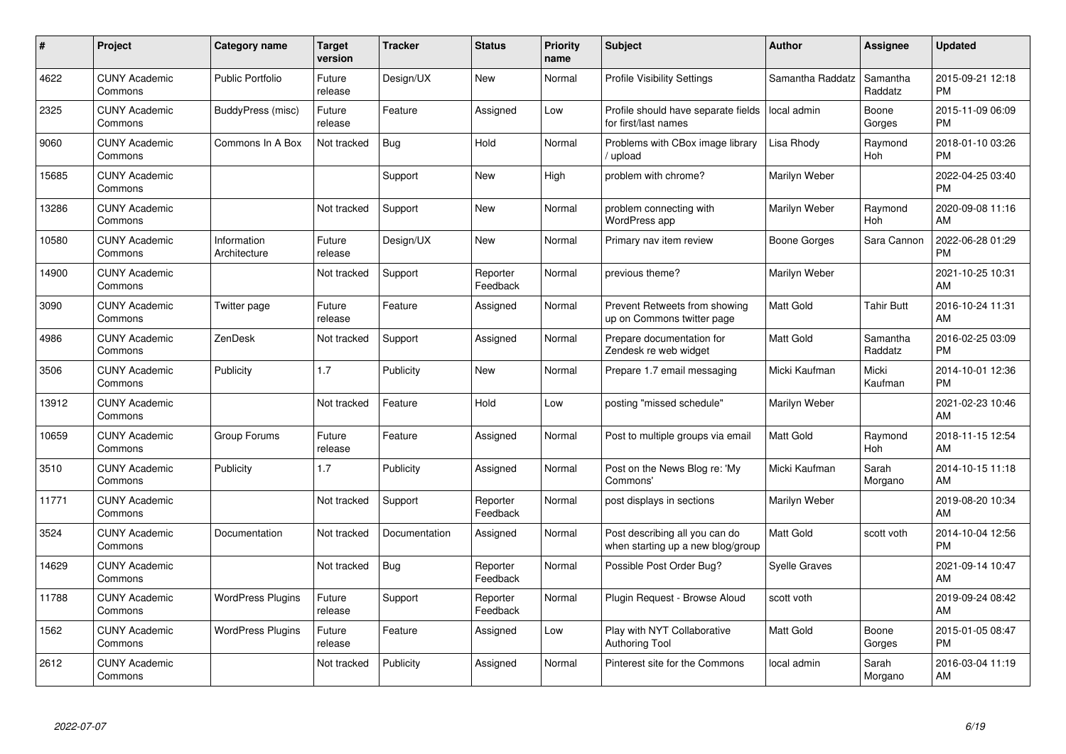| # | Project | Category name | Target version | Tracker | Status | Priority name | Subject | Author | Assignee | Updated |
|---|---|---|---|---|---|---|---|---|---|---|
| 4622 | CUNY Academic Commons | Public Portfolio | Future release | Design/UX | New | Normal | Profile Visibility Settings | Samantha Raddatz | Samantha Raddatz | 2015-09-21 12:18 PM |
| 2325 | CUNY Academic Commons | BuddyPress (misc) | Future release | Feature | Assigned | Low | Profile should have separate fields for first/last names | local admin | Boone Gorges | 2015-11-09 06:09 PM |
| 9060 | CUNY Academic Commons | Commons In A Box | Not tracked | Bug | Hold | Normal | Problems with CBox image library / upload | Lisa Rhody | Raymond Hoh | 2018-01-10 03:26 PM |
| 15685 | CUNY Academic Commons | | | Support | New | High | problem with chrome? | Marilyn Weber | | 2022-04-25 03:40 PM |
| 13286 | CUNY Academic Commons | | Not tracked | Support | New | Normal | problem connecting with WordPress app | Marilyn Weber | Raymond Hoh | 2020-09-08 11:16 AM |
| 10580 | CUNY Academic Commons | Information Architecture | Future release | Design/UX | New | Normal | Primary nav item review | Boone Gorges | Sara Cannon | 2022-06-28 01:29 PM |
| 14900 | CUNY Academic Commons | | Not tracked | Support | Reporter Feedback | Normal | previous theme? | Marilyn Weber | | 2021-10-25 10:31 AM |
| 3090 | CUNY Academic Commons | Twitter page | Future release | Feature | Assigned | Normal | Prevent Retweets from showing up on Commons twitter page | Matt Gold | Tahir Butt | 2016-10-24 11:31 AM |
| 4986 | CUNY Academic Commons | ZenDesk | Not tracked | Support | Assigned | Normal | Prepare documentation for Zendesk re web widget | Matt Gold | Samantha Raddatz | 2016-02-25 03:09 PM |
| 3506 | CUNY Academic Commons | Publicity | 1.7 | Publicity | New | Normal | Prepare 1.7 email messaging | Micki Kaufman | Micki Kaufman | 2014-10-01 12:36 PM |
| 13912 | CUNY Academic Commons | | Not tracked | Feature | Hold | Low | posting "missed schedule" | Marilyn Weber | | 2021-02-23 10:46 AM |
| 10659 | CUNY Academic Commons | Group Forums | Future release | Feature | Assigned | Normal | Post to multiple groups via email | Matt Gold | Raymond Hoh | 2018-11-15 12:54 AM |
| 3510 | CUNY Academic Commons | Publicity | 1.7 | Publicity | Assigned | Normal | Post on the News Blog re: 'My Commons' | Micki Kaufman | Sarah Morgano | 2014-10-15 11:18 AM |
| 11771 | CUNY Academic Commons | | Not tracked | Support | Reporter Feedback | Normal | post displays in sections | Marilyn Weber | | 2019-08-20 10:34 AM |
| 3524 | CUNY Academic Commons | Documentation | Not tracked | Documentation | Assigned | Normal | Post describing all you can do when starting up a new blog/group | Matt Gold | scott voth | 2014-10-04 12:56 PM |
| 14629 | CUNY Academic Commons | | Not tracked | Bug | Reporter Feedback | Normal | Possible Post Order Bug? | Syelle Graves | | 2021-09-14 10:47 AM |
| 11788 | CUNY Academic Commons | WordPress Plugins | Future release | Support | Reporter Feedback | Normal | Plugin Request - Browse Aloud | scott voth | | 2019-09-24 08:42 AM |
| 1562 | CUNY Academic Commons | WordPress Plugins | Future release | Feature | Assigned | Low | Play with NYT Collaborative Authoring Tool | Matt Gold | Boone Gorges | 2015-01-05 08:47 PM |
| 2612 | CUNY Academic Commons | | Not tracked | Publicity | Assigned | Normal | Pinterest site for the Commons | local admin | Sarah Morgano | 2016-03-04 11:19 AM |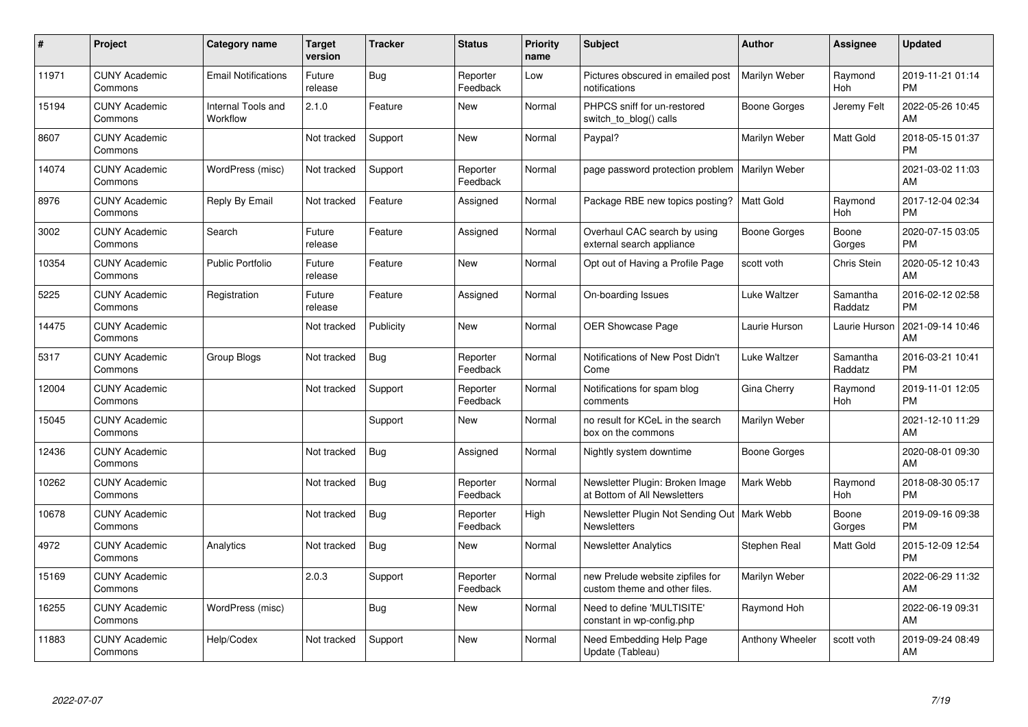| # | Project | Category name | Target version | Tracker | Status | Priority name | Subject | Author | Assignee | Updated |
|---|---|---|---|---|---|---|---|---|---|---|
| 11971 | CUNY Academic Commons | Email Notifications | Future release | Bug | Reporter Feedback | Low | Pictures obscured in emailed post notifications | Marilyn Weber | Raymond Hoh | 2019-11-21 01:14 PM |
| 15194 | CUNY Academic Commons | Internal Tools and Workflow | 2.1.0 | Feature | New | Normal | PHPCS sniff for un-restored switch_to_blog() calls | Boone Gorges | Jeremy Felt | 2022-05-26 10:45 AM |
| 8607 | CUNY Academic Commons | | Not tracked | Support | New | Normal | Paypal? | Marilyn Weber | Matt Gold | 2018-05-15 01:37 PM |
| 14074 | CUNY Academic Commons | WordPress (misc) | Not tracked | Support | Reporter Feedback | Normal | page password protection problem | Marilyn Weber | | 2021-03-02 11:03 AM |
| 8976 | CUNY Academic Commons | Reply By Email | Not tracked | Feature | Assigned | Normal | Package RBE new topics posting? | Matt Gold | Raymond Hoh | 2017-12-04 02:34 PM |
| 3002 | CUNY Academic Commons | Search | Future release | Feature | Assigned | Normal | Overhaul CAC search by using external search appliance | Boone Gorges | Boone Gorges | 2020-07-15 03:05 PM |
| 10354 | CUNY Academic Commons | Public Portfolio | Future release | Feature | New | Normal | Opt out of Having a Profile Page | scott voth | Chris Stein | 2020-05-12 10:43 AM |
| 5225 | CUNY Academic Commons | Registration | Future release | Feature | Assigned | Normal | On-boarding Issues | Luke Waltzer | Samantha Raddatz | 2016-02-12 02:58 PM |
| 14475 | CUNY Academic Commons | | Not tracked | Publicity | New | Normal | OER Showcase Page | Laurie Hurson | Laurie Hurson | 2021-09-14 10:46 AM |
| 5317 | CUNY Academic Commons | Group Blogs | Not tracked | Bug | Reporter Feedback | Normal | Notifications of New Post Didn't Come | Luke Waltzer | Samantha Raddatz | 2016-03-21 10:41 PM |
| 12004 | CUNY Academic Commons | | Not tracked | Support | Reporter Feedback | Normal | Notifications for spam blog comments | Gina Cherry | Raymond Hoh | 2019-11-01 12:05 PM |
| 15045 | CUNY Academic Commons | | | Support | New | Normal | no result for KCeL in the search box on the commons | Marilyn Weber | | 2021-12-10 11:29 AM |
| 12436 | CUNY Academic Commons | | Not tracked | Bug | Assigned | Normal | Nightly system downtime | Boone Gorges | | 2020-08-01 09:30 AM |
| 10262 | CUNY Academic Commons | | Not tracked | Bug | Reporter Feedback | Normal | Newsletter Plugin: Broken Image at Bottom of All Newsletters | Mark Webb | Raymond Hoh | 2018-08-30 05:17 PM |
| 10678 | CUNY Academic Commons | | Not tracked | Bug | Reporter Feedback | High | Newsletter Plugin Not Sending Out Newsletters | Mark Webb | Boone Gorges | 2019-09-16 09:38 PM |
| 4972 | CUNY Academic Commons | Analytics | Not tracked | Bug | New | Normal | Newsletter Analytics | Stephen Real | Matt Gold | 2015-12-09 12:54 PM |
| 15169 | CUNY Academic Commons | | 2.0.3 | Support | Reporter Feedback | Normal | new Prelude website zipfiles for custom theme and other files. | Marilyn Weber | | 2022-06-29 11:32 AM |
| 16255 | CUNY Academic Commons | WordPress (misc) | | Bug | New | Normal | Need to define 'MULTISITE' constant in wp-config.php | Raymond Hoh | | 2022-06-19 09:31 AM |
| 11883 | CUNY Academic Commons | Help/Codex | Not tracked | Support | New | Normal | Need Embedding Help Page Update (Tableau) | Anthony Wheeler | scott voth | 2019-09-24 08:49 AM |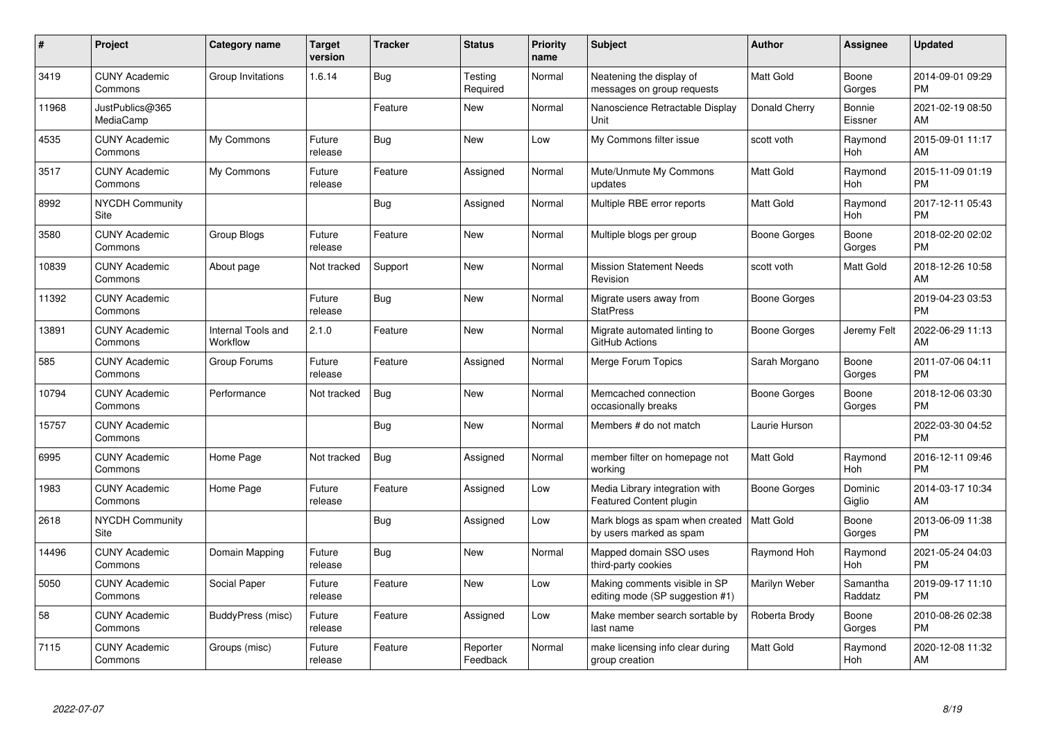| # | Project | Category name | Target version | Tracker | Status | Priority name | Subject | Author | Assignee | Updated |
|---|---|---|---|---|---|---|---|---|---|---|
| 3419 | CUNY Academic Commons | Group Invitations | 1.6.14 | Bug | Testing Required | Normal | Neatening the display of messages on group requests | Matt Gold | Boone Gorges | 2014-09-01 09:29 PM |
| 11968 | JustPublics@365 MediaCamp | | | Feature | New | Normal | Nanoscience Retractable Display Unit | Donald Cherry | Bonnie Eissner | 2021-02-19 08:50 AM |
| 4535 | CUNY Academic Commons | My Commons | Future release | Bug | New | Low | My Commons filter issue | scott voth | Raymond Hoh | 2015-09-01 11:17 AM |
| 3517 | CUNY Academic Commons | My Commons | Future release | Feature | Assigned | Normal | Mute/Unmute My Commons updates | Matt Gold | Raymond Hoh | 2015-11-09 01:19 PM |
| 8992 | NYCDH Community Site | | | Bug | Assigned | Normal | Multiple RBE error reports | Matt Gold | Raymond Hoh | 2017-12-11 05:43 PM |
| 3580 | CUNY Academic Commons | Group Blogs | Future release | Feature | New | Normal | Multiple blogs per group | Boone Gorges | Boone Gorges | 2018-02-20 02:02 PM |
| 10839 | CUNY Academic Commons | About page | Not tracked | Support | New | Normal | Mission Statement Needs Revision | scott voth | Matt Gold | 2018-12-26 10:58 AM |
| 11392 | CUNY Academic Commons | | Future release | Bug | New | Normal | Migrate users away from StatPress | Boone Gorges | | 2019-04-23 03:53 PM |
| 13891 | CUNY Academic Commons | Internal Tools and Workflow | 2.1.0 | Feature | New | Normal | Migrate automated linting to GitHub Actions | Boone Gorges | Jeremy Felt | 2022-06-29 11:13 AM |
| 585 | CUNY Academic Commons | Group Forums | Future release | Feature | Assigned | Normal | Merge Forum Topics | Sarah Morgano | Boone Gorges | 2011-07-06 04:11 PM |
| 10794 | CUNY Academic Commons | Performance | Not tracked | Bug | New | Normal | Memcached connection occasionally breaks | Boone Gorges | Boone Gorges | 2018-12-06 03:30 PM |
| 15757 | CUNY Academic Commons | | | Bug | New | Normal | Members # do not match | Laurie Hurson | | 2022-03-30 04:52 PM |
| 6995 | CUNY Academic Commons | Home Page | Not tracked | Bug | Assigned | Normal | member filter on homepage not working | Matt Gold | Raymond Hoh | 2016-12-11 09:46 PM |
| 1983 | CUNY Academic Commons | Home Page | Future release | Feature | Assigned | Low | Media Library integration with Featured Content plugin | Boone Gorges | Dominic Giglio | 2014-03-17 10:34 AM |
| 2618 | NYCDH Community Site | | | Bug | Assigned | Low | Mark blogs as spam when created by users marked as spam | Matt Gold | Boone Gorges | 2013-06-09 11:38 PM |
| 14496 | CUNY Academic Commons | Domain Mapping | Future release | Bug | New | Normal | Mapped domain SSO uses third-party cookies | Raymond Hoh | Raymond Hoh | 2021-05-24 04:03 PM |
| 5050 | CUNY Academic Commons | Social Paper | Future release | Feature | New | Low | Making comments visible in SP editing mode (SP suggestion #1) | Marilyn Weber | Samantha Raddatz | 2019-09-17 11:10 PM |
| 58 | CUNY Academic Commons | BuddyPress (misc) | Future release | Feature | Assigned | Low | Make member search sortable by last name | Roberta Brody | Boone Gorges | 2010-08-26 02:38 PM |
| 7115 | CUNY Academic Commons | Groups (misc) | Future release | Feature | Reporter Feedback | Normal | make licensing info clear during group creation | Matt Gold | Raymond Hoh | 2020-12-08 11:32 AM |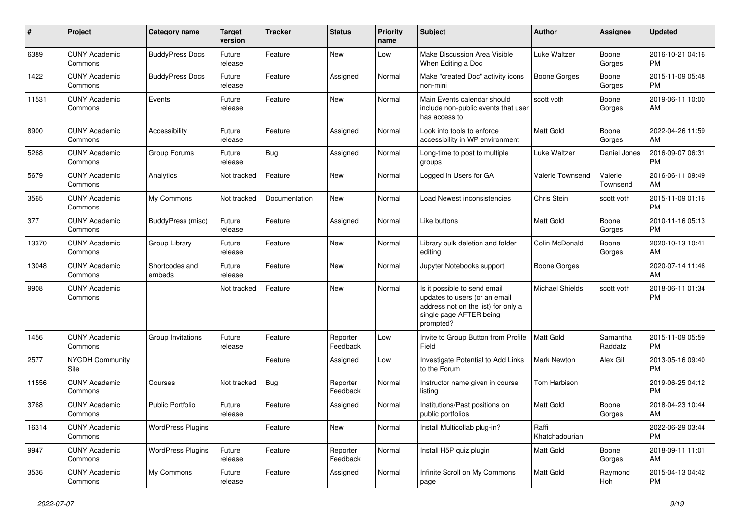| # | Project | Category name | Target version | Tracker | Status | Priority name | Subject | Author | Assignee | Updated |
|---|---|---|---|---|---|---|---|---|---|---|
| 6389 | CUNY Academic Commons | BuddyPress Docs | Future release | Feature | New | Low | Make Discussion Area Visible When Editing a Doc | Luke Waltzer | Boone Gorges | 2016-10-21 04:16 PM |
| 1422 | CUNY Academic Commons | BuddyPress Docs | Future release | Feature | Assigned | Normal | Make "created Doc" activity icons non-mini | Boone Gorges | Boone Gorges | 2015-11-09 05:48 PM |
| 11531 | CUNY Academic Commons | Events | Future release | Feature | New | Normal | Main Events calendar should include non-public events that user has access to | scott voth | Boone Gorges | 2019-06-11 10:00 AM |
| 8900 | CUNY Academic Commons | Accessibility | Future release | Feature | Assigned | Normal | Look into tools to enforce accessibility in WP environment | Matt Gold | Boone Gorges | 2022-04-26 11:59 AM |
| 5268 | CUNY Academic Commons | Group Forums | Future release | Bug | Assigned | Normal | Long-time to post to multiple groups | Luke Waltzer | Daniel Jones | 2016-09-07 06:31 PM |
| 5679 | CUNY Academic Commons | Analytics | Not tracked | Feature | New | Normal | Logged In Users for GA | Valerie Townsend | Valerie Townsend | 2016-06-11 09:49 AM |
| 3565 | CUNY Academic Commons | My Commons | Not tracked | Documentation | New | Normal | Load Newest inconsistencies | Chris Stein | scott voth | 2015-11-09 01:16 PM |
| 377 | CUNY Academic Commons | BuddyPress (misc) | Future release | Feature | Assigned | Normal | Like buttons | Matt Gold | Boone Gorges | 2010-11-16 05:13 PM |
| 13370 | CUNY Academic Commons | Group Library | Future release | Feature | New | Normal | Library bulk deletion and folder editing | Colin McDonald | Boone Gorges | 2020-10-13 10:41 AM |
| 13048 | CUNY Academic Commons | Shortcodes and embeds | Future release | Feature | New | Normal | Jupyter Notebooks support | Boone Gorges | | 2020-07-14 11:46 AM |
| 9908 | CUNY Academic Commons | | Not tracked | Feature | New | Normal | Is it possible to send email updates to users (or an email address not on the list) for only a single page AFTER being prompted? | Michael Shields | scott voth | 2018-06-11 01:34 PM |
| 1456 | CUNY Academic Commons | Group Invitations | Future release | Feature | Reporter Feedback | Low | Invite to Group Button from Profile Field | Matt Gold | Samantha Raddatz | 2015-11-09 05:59 PM |
| 2577 | NYCDH Community Site | | | Feature | Assigned | Low | Investigate Potential to Add Links to the Forum | Mark Newton | Alex Gil | 2013-05-16 09:40 PM |
| 11556 | CUNY Academic Commons | Courses | Not tracked | Bug | Reporter Feedback | Normal | Instructor name given in course listing | Tom Harbison | | 2019-06-25 04:12 PM |
| 3768 | CUNY Academic Commons | Public Portfolio | Future release | Feature | Assigned | Normal | Institutions/Past positions on public portfolios | Matt Gold | Boone Gorges | 2018-04-23 10:44 AM |
| 16314 | CUNY Academic Commons | WordPress Plugins | | Feature | New | Normal | Install Multicollab plug-in? | Raffi Khatchadourian | | 2022-06-29 03:44 PM |
| 9947 | CUNY Academic Commons | WordPress Plugins | Future release | Feature | Reporter Feedback | Normal | Install H5P quiz plugin | Matt Gold | Boone Gorges | 2018-09-11 11:01 AM |
| 3536 | CUNY Academic Commons | My Commons | Future release | Feature | Assigned | Normal | Infinite Scroll on My Commons page | Matt Gold | Raymond Hoh | 2015-04-13 04:42 PM |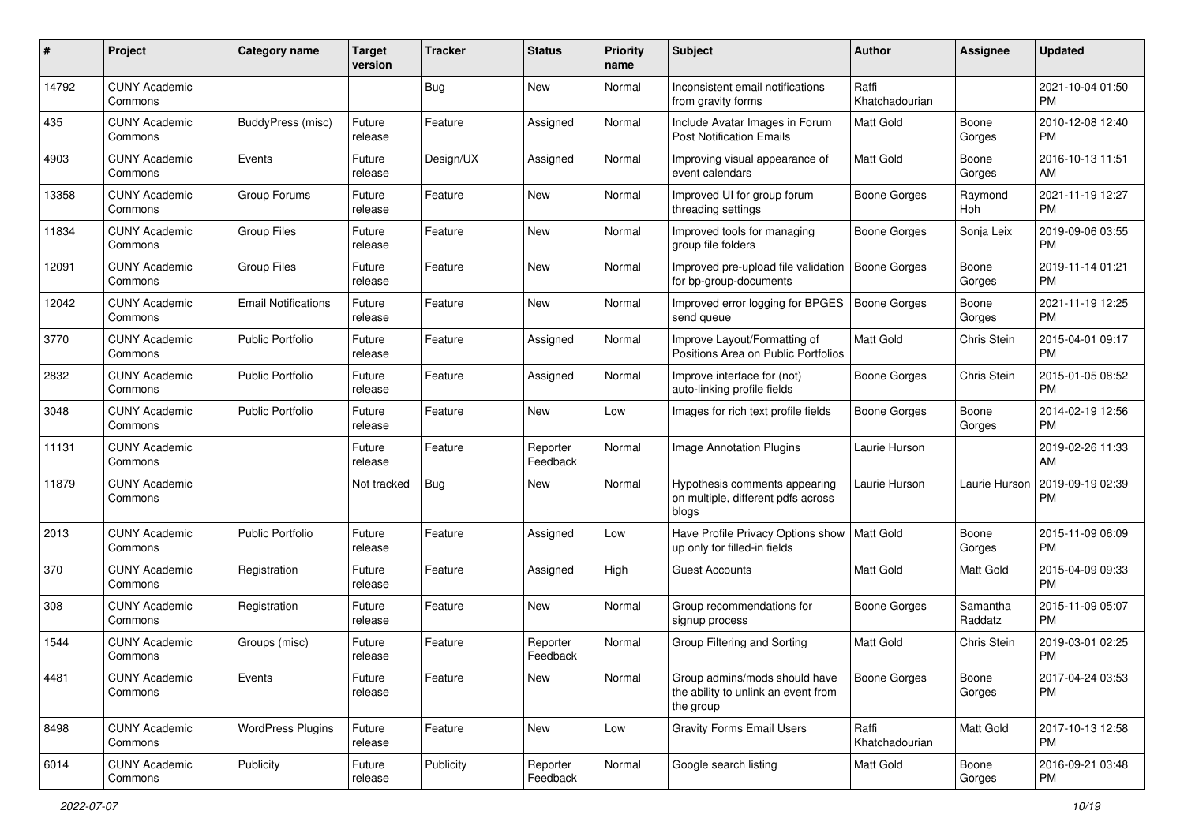| # | Project | Category name | Target version | Tracker | Status | Priority name | Subject | Author | Assignee | Updated |
|---|---|---|---|---|---|---|---|---|---|---|
| 14792 | CUNY Academic Commons | | | Bug | New | Normal | Inconsistent email notifications from gravity forms | Raffi Khatchadourian | | 2021-10-04 01:50 PM |
| 435 | CUNY Academic Commons | BuddyPress (misc) | Future release | Feature | Assigned | Normal | Include Avatar Images in Forum Post Notification Emails | Matt Gold | Boone Gorges | 2010-12-08 12:40 PM |
| 4903 | CUNY Academic Commons | Events | Future release | Design/UX | Assigned | Normal | Improving visual appearance of event calendars | Matt Gold | Boone Gorges | 2016-10-13 11:51 AM |
| 13358 | CUNY Academic Commons | Group Forums | Future release | Feature | New | Normal | Improved UI for group forum threading settings | Boone Gorges | Raymond Hoh | 2021-11-19 12:27 PM |
| 11834 | CUNY Academic Commons | Group Files | Future release | Feature | New | Normal | Improved tools for managing group file folders | Boone Gorges | Sonja Leix | 2019-09-06 03:55 PM |
| 12091 | CUNY Academic Commons | Group Files | Future release | Feature | New | Normal | Improved pre-upload file validation for bp-group-documents | Boone Gorges | Boone Gorges | 2019-11-14 01:21 PM |
| 12042 | CUNY Academic Commons | Email Notifications | Future release | Feature | New | Normal | Improved error logging for BPGES send queue | Boone Gorges | Boone Gorges | 2021-11-19 12:25 PM |
| 3770 | CUNY Academic Commons | Public Portfolio | Future release | Feature | Assigned | Normal | Improve Layout/Formatting of Positions Area on Public Portfolios | Matt Gold | Chris Stein | 2015-04-01 09:17 PM |
| 2832 | CUNY Academic Commons | Public Portfolio | Future release | Feature | Assigned | Normal | Improve interface for (not) auto-linking profile fields | Boone Gorges | Chris Stein | 2015-01-05 08:52 PM |
| 3048 | CUNY Academic Commons | Public Portfolio | Future release | Feature | New | Low | Images for rich text profile fields | Boone Gorges | Boone Gorges | 2014-02-19 12:56 PM |
| 11131 | CUNY Academic Commons | | Future release | Feature | Reporter Feedback | Normal | Image Annotation Plugins | Laurie Hurson | | 2019-02-26 11:33 AM |
| 11879 | CUNY Academic Commons | | Not tracked | Bug | New | Normal | Hypothesis comments appearing on multiple, different pdfs across blogs | Laurie Hurson | Laurie Hurson | 2019-09-19 02:39 PM |
| 2013 | CUNY Academic Commons | Public Portfolio | Future release | Feature | Assigned | Low | Have Profile Privacy Options show up only for filled-in fields | Matt Gold | Boone Gorges | 2015-11-09 06:09 PM |
| 370 | CUNY Academic Commons | Registration | Future release | Feature | Assigned | High | Guest Accounts | Matt Gold | Matt Gold | 2015-04-09 09:33 PM |
| 308 | CUNY Academic Commons | Registration | Future release | Feature | New | Normal | Group recommendations for signup process | Boone Gorges | Samantha Raddatz | 2015-11-09 05:07 PM |
| 1544 | CUNY Academic Commons | Groups (misc) | Future release | Feature | Reporter Feedback | Normal | Group Filtering and Sorting | Matt Gold | Chris Stein | 2019-03-01 02:25 PM |
| 4481 | CUNY Academic Commons | Events | Future release | Feature | New | Normal | Group admins/mods should have the ability to unlink an event from the group | Boone Gorges | Boone Gorges | 2017-04-24 03:53 PM |
| 8498 | CUNY Academic Commons | WordPress Plugins | Future release | Feature | New | Low | Gravity Forms Email Users | Raffi Khatchadourian | Matt Gold | 2017-10-13 12:58 PM |
| 6014 | CUNY Academic Commons | Publicity | Future release | Publicity | Reporter Feedback | Normal | Google search listing | Matt Gold | Boone Gorges | 2016-09-21 03:48 PM |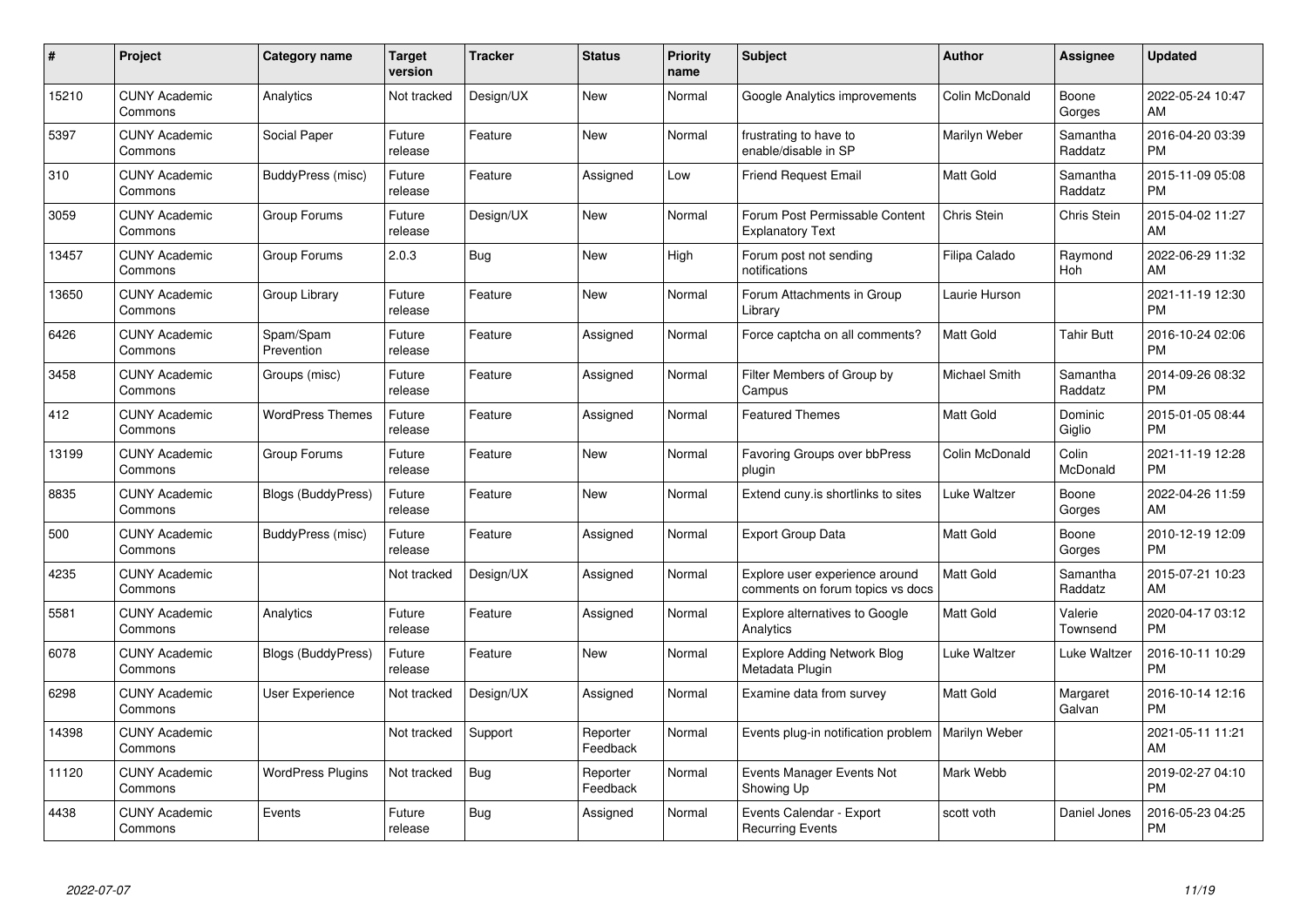| # | Project | Category name | Target version | Tracker | Status | Priority name | Subject | Author | Assignee | Updated |
|---|---|---|---|---|---|---|---|---|---|---|
| 15210 | CUNY Academic Commons | Analytics | Not tracked | Design/UX | New | Normal | Google Analytics improvements | Colin McDonald | Boone Gorges | 2022-05-24 10:47 AM |
| 5397 | CUNY Academic Commons | Social Paper | Future release | Feature | New | Normal | frustrating to have to enable/disable in SP | Marilyn Weber | Samantha Raddatz | 2016-04-20 03:39 PM |
| 310 | CUNY Academic Commons | BuddyPress (misc) | Future release | Feature | Assigned | Low | Friend Request Email | Matt Gold | Samantha Raddatz | 2015-11-09 05:08 PM |
| 3059 | CUNY Academic Commons | Group Forums | Future release | Design/UX | New | Normal | Forum Post Permissable Content Explanatory Text | Chris Stein | Chris Stein | 2015-04-02 11:27 AM |
| 13457 | CUNY Academic Commons | Group Forums | 2.0.3 | Bug | New | High | Forum post not sending notifications | Filipa Calado | Raymond Hoh | 2022-06-29 11:32 AM |
| 13650 | CUNY Academic Commons | Group Library | Future release | Feature | New | Normal | Forum Attachments in Group Library | Laurie Hurson | | 2021-11-19 12:30 PM |
| 6426 | CUNY Academic Commons | Spam/Spam Prevention | Future release | Feature | Assigned | Normal | Force captcha on all comments? | Matt Gold | Tahir Butt | 2016-10-24 02:06 PM |
| 3458 | CUNY Academic Commons | Groups (misc) | Future release | Feature | Assigned | Normal | Filter Members of Group by Campus | Michael Smith | Samantha Raddatz | 2014-09-26 08:32 PM |
| 412 | CUNY Academic Commons | WordPress Themes | Future release | Feature | Assigned | Normal | Featured Themes | Matt Gold | Dominic Giglio | 2015-01-05 08:44 PM |
| 13199 | CUNY Academic Commons | Group Forums | Future release | Feature | New | Normal | Favoring Groups over bbPress plugin | Colin McDonald | Colin McDonald | 2021-11-19 12:28 PM |
| 8835 | CUNY Academic Commons | Blogs (BuddyPress) | Future release | Feature | New | Normal | Extend cuny.is shortlinks to sites | Luke Waltzer | Boone Gorges | 2022-04-26 11:59 AM |
| 500 | CUNY Academic Commons | BuddyPress (misc) | Future release | Feature | Assigned | Normal | Export Group Data | Matt Gold | Boone Gorges | 2010-12-19 12:09 PM |
| 4235 | CUNY Academic Commons | | Not tracked | Design/UX | Assigned | Normal | Explore user experience around comments on forum topics vs docs | Matt Gold | Samantha Raddatz | 2015-07-21 10:23 AM |
| 5581 | CUNY Academic Commons | Analytics | Future release | Feature | Assigned | Normal | Explore alternatives to Google Analytics | Matt Gold | Valerie Townsend | 2020-04-17 03:12 PM |
| 6078 | CUNY Academic Commons | Blogs (BuddyPress) | Future release | Feature | New | Normal | Explore Adding Network Blog Metadata Plugin | Luke Waltzer | Luke Waltzer | 2016-10-11 10:29 PM |
| 6298 | CUNY Academic Commons | User Experience | Not tracked | Design/UX | Assigned | Normal | Examine data from survey | Matt Gold | Margaret Galvan | 2016-10-14 12:16 PM |
| 14398 | CUNY Academic Commons | | Not tracked | Support | Reporter Feedback | Normal | Events plug-in notification problem | Marilyn Weber | | 2021-05-11 11:21 AM |
| 11120 | CUNY Academic Commons | WordPress Plugins | Not tracked | Bug | Reporter Feedback | Normal | Events Manager Events Not Showing Up | Mark Webb | | 2019-02-27 04:10 PM |
| 4438 | CUNY Academic Commons | Events | Future release | Bug | Assigned | Normal | Events Calendar - Export Recurring Events | scott voth | Daniel Jones | 2016-05-23 04:25 PM |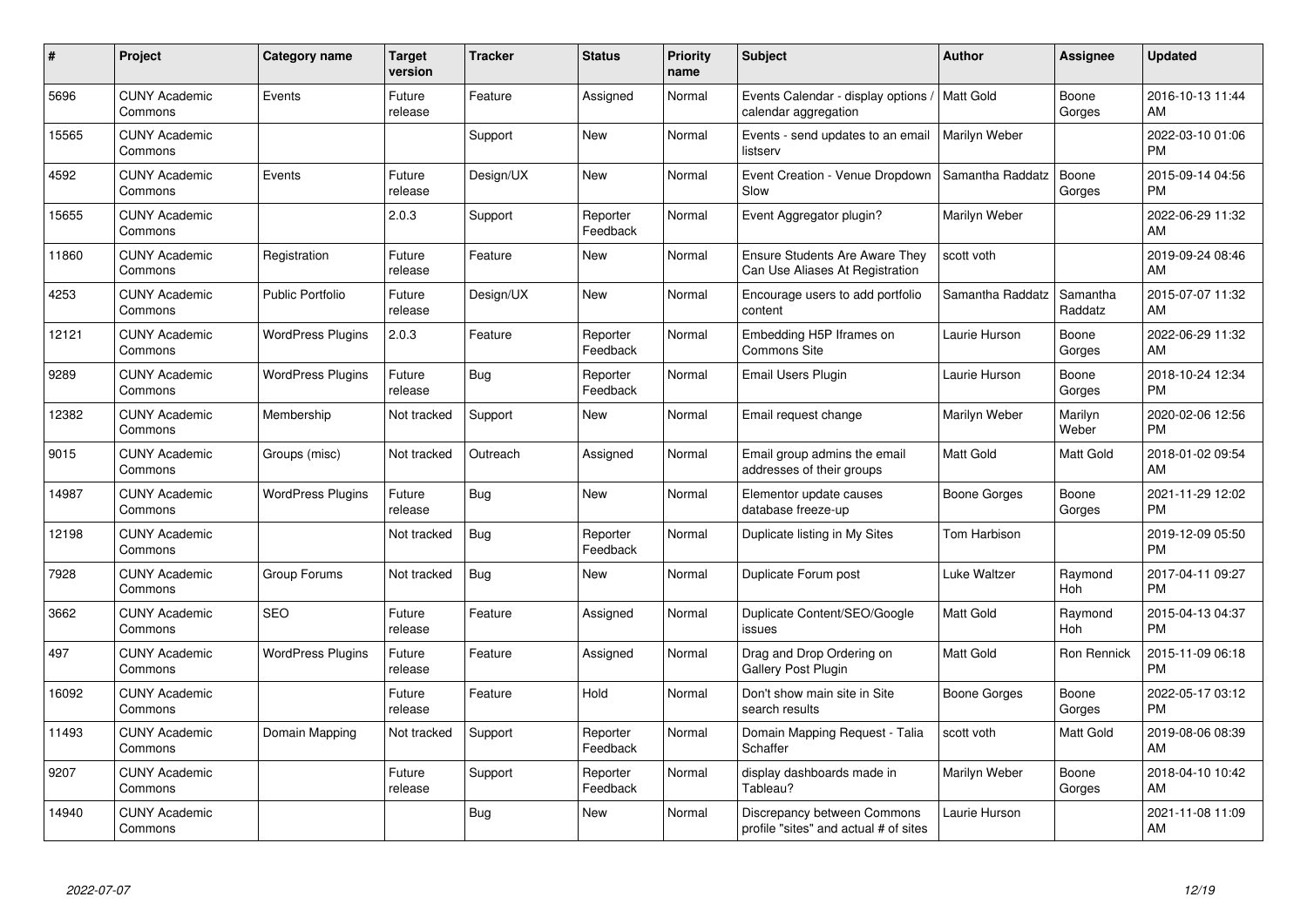| # | Project | Category name | Target version | Tracker | Status | Priority name | Subject | Author | Assignee | Updated |
|---|---|---|---|---|---|---|---|---|---|---|
| 5696 | CUNY Academic Commons | Events | Future release | Feature | Assigned | Normal | Events Calendar - display options / calendar aggregation | Matt Gold | Boone Gorges | 2016-10-13 11:44 AM |
| 15565 | CUNY Academic Commons | | | Support | New | Normal | Events - send updates to an email listserv | Marilyn Weber | | 2022-03-10 01:06 PM |
| 4592 | CUNY Academic Commons | Events | Future release | Design/UX | New | Normal | Event Creation - Venue Dropdown Slow | Samantha Raddatz | Boone Gorges | 2015-09-14 04:56 PM |
| 15655 | CUNY Academic Commons | | 2.0.3 | Support | Reporter Feedback | Normal | Event Aggregator plugin? | Marilyn Weber | | 2022-06-29 11:32 AM |
| 11860 | CUNY Academic Commons | Registration | Future release | Feature | New | Normal | Ensure Students Are Aware They Can Use Aliases At Registration | scott voth | | 2019-09-24 08:46 AM |
| 4253 | CUNY Academic Commons | Public Portfolio | Future release | Design/UX | New | Normal | Encourage users to add portfolio content | Samantha Raddatz | Samantha Raddatz | 2015-07-07 11:32 AM |
| 12121 | CUNY Academic Commons | WordPress Plugins | 2.0.3 | Feature | Reporter Feedback | Normal | Embedding H5P Iframes on Commons Site | Laurie Hurson | Boone Gorges | 2022-06-29 11:32 AM |
| 9289 | CUNY Academic Commons | WordPress Plugins | Future release | Bug | Reporter Feedback | Normal | Email Users Plugin | Laurie Hurson | Boone Gorges | 2018-10-24 12:34 PM |
| 12382 | CUNY Academic Commons | Membership | Not tracked | Support | New | Normal | Email request change | Marilyn Weber | Marilyn Weber | 2020-02-06 12:56 PM |
| 9015 | CUNY Academic Commons | Groups (misc) | Not tracked | Outreach | Assigned | Normal | Email group admins the email addresses of their groups | Matt Gold | Matt Gold | 2018-01-02 09:54 AM |
| 14987 | CUNY Academic Commons | WordPress Plugins | Future release | Bug | New | Normal | Elementor update causes database freeze-up | Boone Gorges | Boone Gorges | 2021-11-29 12:02 PM |
| 12198 | CUNY Academic Commons | | Not tracked | Bug | Reporter Feedback | Normal | Duplicate listing in My Sites | Tom Harbison | | 2019-12-09 05:50 PM |
| 7928 | CUNY Academic Commons | Group Forums | Not tracked | Bug | New | Normal | Duplicate Forum post | Luke Waltzer | Raymond Hoh | 2017-04-11 09:27 PM |
| 3662 | CUNY Academic Commons | SEO | Future release | Feature | Assigned | Normal | Duplicate Content/SEO/Google issues | Matt Gold | Raymond Hoh | 2015-04-13 04:37 PM |
| 497 | CUNY Academic Commons | WordPress Plugins | Future release | Feature | Assigned | Normal | Drag and Drop Ordering on Gallery Post Plugin | Matt Gold | Ron Rennick | 2015-11-09 06:18 PM |
| 16092 | CUNY Academic Commons | | Future release | Feature | Hold | Normal | Don't show main site in Site search results | Boone Gorges | Boone Gorges | 2022-05-17 03:12 PM |
| 11493 | CUNY Academic Commons | Domain Mapping | Not tracked | Support | Reporter Feedback | Normal | Domain Mapping Request - Talia Schaffer | scott voth | Matt Gold | 2019-08-06 08:39 AM |
| 9207 | CUNY Academic Commons | | Future release | Support | Reporter Feedback | Normal | display dashboards made in Tableau? | Marilyn Weber | Boone Gorges | 2018-04-10 10:42 AM |
| 14940 | CUNY Academic Commons | | | Bug | New | Normal | Discrepancy between Commons profile "sites" and actual # of sites | Laurie Hurson | | 2021-11-08 11:09 AM |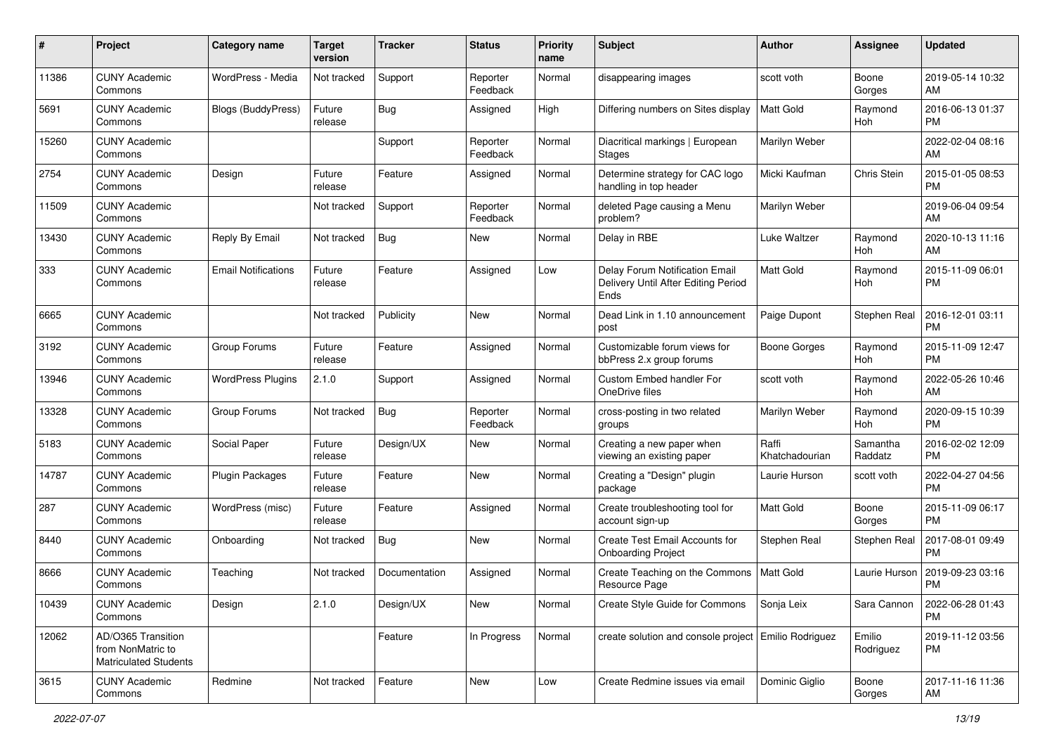| # | Project | Category name | Target version | Tracker | Status | Priority name | Subject | Author | Assignee | Updated |
|---|---|---|---|---|---|---|---|---|---|---|
| 11386 | CUNY Academic Commons | WordPress - Media | Not tracked | Support | Reporter Feedback | Normal | disappearing images | scott voth | Boone Gorges | 2019-05-14 10:32 AM |
| 5691 | CUNY Academic Commons | Blogs (BuddyPress) | Future release | Bug | Assigned | High | Differing numbers on Sites display | Matt Gold | Raymond Hoh | 2016-06-13 01:37 PM |
| 15260 | CUNY Academic Commons | | | Support | Reporter Feedback | Normal | Diacritical markings \| European Stages | Marilyn Weber | | 2022-02-04 08:16 AM |
| 2754 | CUNY Academic Commons | Design | Future release | Feature | Assigned | Normal | Determine strategy for CAC logo handling in top header | Micki Kaufman | Chris Stein | 2015-01-05 08:53 PM |
| 11509 | CUNY Academic Commons | | Not tracked | Support | Reporter Feedback | Normal | deleted Page causing a Menu problem? | Marilyn Weber | | 2019-06-04 09:54 AM |
| 13430 | CUNY Academic Commons | Reply By Email | Not tracked | Bug | New | Normal | Delay in RBE | Luke Waltzer | Raymond Hoh | 2020-10-13 11:16 AM |
| 333 | CUNY Academic Commons | Email Notifications | Future release | Feature | Assigned | Low | Delay Forum Notification Email Delivery Until After Editing Period Ends | Matt Gold | Raymond Hoh | 2015-11-09 06:01 PM |
| 6665 | CUNY Academic Commons | | Not tracked | Publicity | New | Normal | Dead Link in 1.10 announcement post | Paige Dupont | Stephen Real | 2016-12-01 03:11 PM |
| 3192 | CUNY Academic Commons | Group Forums | Future release | Feature | Assigned | Normal | Customizable forum views for bbPress 2.x group forums | Boone Gorges | Raymond Hoh | 2015-11-09 12:47 PM |
| 13946 | CUNY Academic Commons | WordPress Plugins | 2.1.0 | Support | Assigned | Normal | Custom Embed handler For OneDrive files | scott voth | Raymond Hoh | 2022-05-26 10:46 AM |
| 13328 | CUNY Academic Commons | Group Forums | Not tracked | Bug | Reporter Feedback | Normal | cross-posting in two related groups | Marilyn Weber | Raymond Hoh | 2020-09-15 10:39 PM |
| 5183 | CUNY Academic Commons | Social Paper | Future release | Design/UX | New | Normal | Creating a new paper when viewing an existing paper | Raffi Khatchadourian | Samantha Raddatz | 2016-02-02 12:09 PM |
| 14787 | CUNY Academic Commons | Plugin Packages | Future release | Feature | New | Normal | Creating a "Design" plugin package | Laurie Hurson | scott voth | 2022-04-27 04:56 PM |
| 287 | CUNY Academic Commons | WordPress (misc) | Future release | Feature | Assigned | Normal | Create troubleshooting tool for account sign-up | Matt Gold | Boone Gorges | 2015-11-09 06:17 PM |
| 8440 | CUNY Academic Commons | Onboarding | Not tracked | Bug | New | Normal | Create Test Email Accounts for Onboarding Project | Stephen Real | Stephen Real | 2017-08-01 09:49 PM |
| 8666 | CUNY Academic Commons | Teaching | Not tracked | Documentation | Assigned | Normal | Create Teaching on the Commons Resource Page | Matt Gold | Laurie Hurson | 2019-09-23 03:16 PM |
| 10439 | CUNY Academic Commons | Design | 2.1.0 | Design/UX | New | Normal | Create Style Guide for Commons | Sonja Leix | Sara Cannon | 2022-06-28 01:43 PM |
| 12062 | AD/O365 Transition from NonMatric to Matriculated Students | | | Feature | In Progress | Normal | create solution and console project | Emilio Rodriguez | Emilio Rodriguez | 2019-11-12 03:56 PM |
| 3615 | CUNY Academic Commons | Redmine | Not tracked | Feature | New | Low | Create Redmine issues via email | Dominic Giglio | Boone Gorges | 2017-11-16 11:36 AM |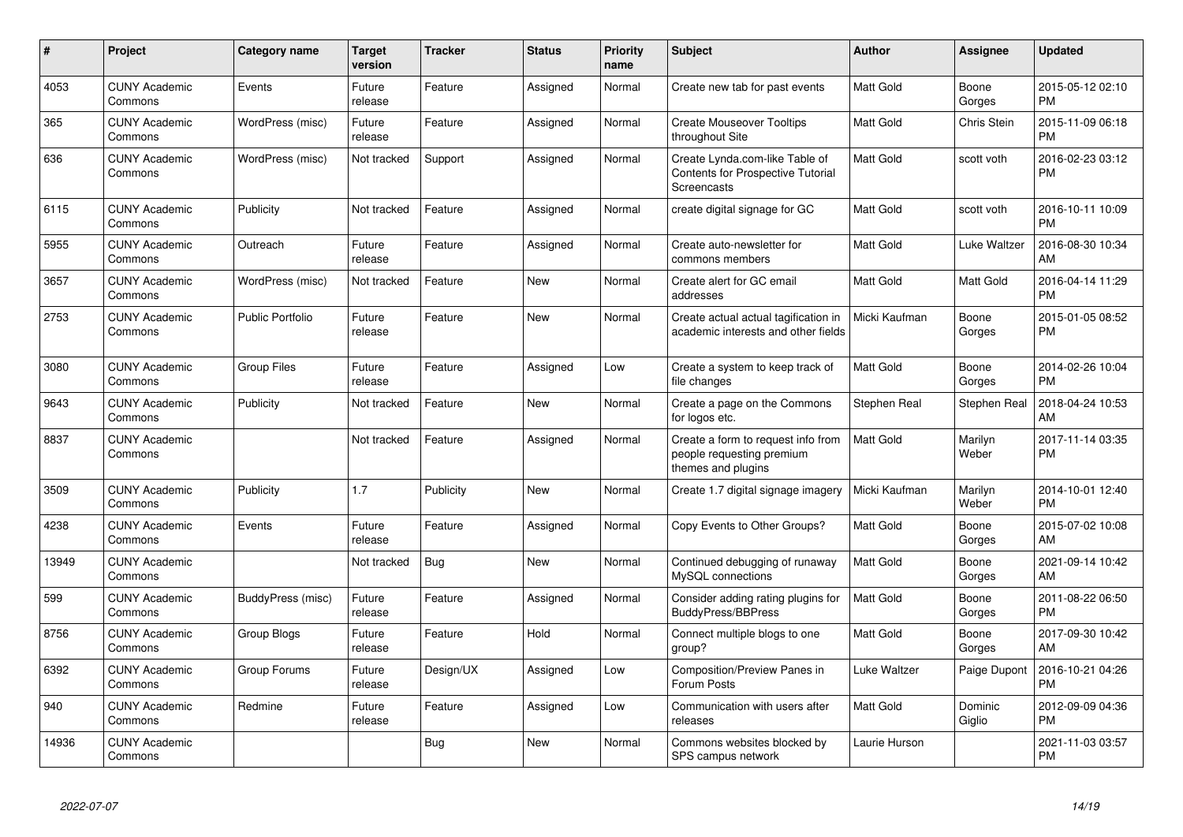| # | Project | Category name | Target version | Tracker | Status | Priority name | Subject | Author | Assignee | Updated |
|---|---|---|---|---|---|---|---|---|---|---|
| 4053 | CUNY Academic Commons | Events | Future release | Feature | Assigned | Normal | Create new tab for past events | Matt Gold | Boone Gorges | 2015-05-12 02:10 PM |
| 365 | CUNY Academic Commons | WordPress (misc) | Future release | Feature | Assigned | Normal | Create Mouseover Tooltips throughout Site | Matt Gold | Chris Stein | 2015-11-09 06:18 PM |
| 636 | CUNY Academic Commons | WordPress (misc) | Not tracked | Support | Assigned | Normal | Create Lynda.com-like Table of Contents for Prospective Tutorial Screencasts | Matt Gold | scott voth | 2016-02-23 03:12 PM |
| 6115 | CUNY Academic Commons | Publicity | Not tracked | Feature | Assigned | Normal | create digital signage for GC | Matt Gold | scott voth | 2016-10-11 10:09 PM |
| 5955 | CUNY Academic Commons | Outreach | Future release | Feature | Assigned | Normal | Create auto-newsletter for commons members | Matt Gold | Luke Waltzer | 2016-08-30 10:34 AM |
| 3657 | CUNY Academic Commons | WordPress (misc) | Not tracked | Feature | New | Normal | Create alert for GC email addresses | Matt Gold | Matt Gold | 2016-04-14 11:29 PM |
| 2753 | CUNY Academic Commons | Public Portfolio | Future release | Feature | New | Normal | Create actual actual tagification in academic interests and other fields | Micki Kaufman | Boone Gorges | 2015-01-05 08:52 PM |
| 3080 | CUNY Academic Commons | Group Files | Future release | Feature | Assigned | Low | Create a system to keep track of file changes | Matt Gold | Boone Gorges | 2014-02-26 10:04 PM |
| 9643 | CUNY Academic Commons | Publicity | Not tracked | Feature | New | Normal | Create a page on the Commons for logos etc. | Stephen Real | Stephen Real | 2018-04-24 10:53 AM |
| 8837 | CUNY Academic Commons | | Not tracked | Feature | Assigned | Normal | Create a form to request info from people requesting premium themes and plugins | Matt Gold | Marilyn Weber | 2017-11-14 03:35 PM |
| 3509 | CUNY Academic Commons | Publicity | 1.7 | Publicity | New | Normal | Create 1.7 digital signage imagery | Micki Kaufman | Marilyn Weber | 2014-10-01 12:40 PM |
| 4238 | CUNY Academic Commons | Events | Future release | Feature | Assigned | Normal | Copy Events to Other Groups? | Matt Gold | Boone Gorges | 2015-07-02 10:08 AM |
| 13949 | CUNY Academic Commons | | Not tracked | Bug | New | Normal | Continued debugging of runaway MySQL connections | Matt Gold | Boone Gorges | 2021-09-14 10:42 AM |
| 599 | CUNY Academic Commons | BuddyPress (misc) | Future release | Feature | Assigned | Normal | Consider adding rating plugins for BuddyPress/BBPress | Matt Gold | Boone Gorges | 2011-08-22 06:50 PM |
| 8756 | CUNY Academic Commons | Group Blogs | Future release | Feature | Hold | Normal | Connect multiple blogs to one group? | Matt Gold | Boone Gorges | 2017-09-30 10:42 AM |
| 6392 | CUNY Academic Commons | Group Forums | Future release | Design/UX | Assigned | Low | Composition/Preview Panes in Forum Posts | Luke Waltzer | Paige Dupont | 2016-10-21 04:26 PM |
| 940 | CUNY Academic Commons | Redmine | Future release | Feature | Assigned | Low | Communication with users after releases | Matt Gold | Dominic Giglio | 2012-09-09 04:36 PM |
| 14936 | CUNY Academic Commons | | | Bug | New | Normal | Commons websites blocked by SPS campus network | Laurie Hurson | | 2021-11-03 03:57 PM |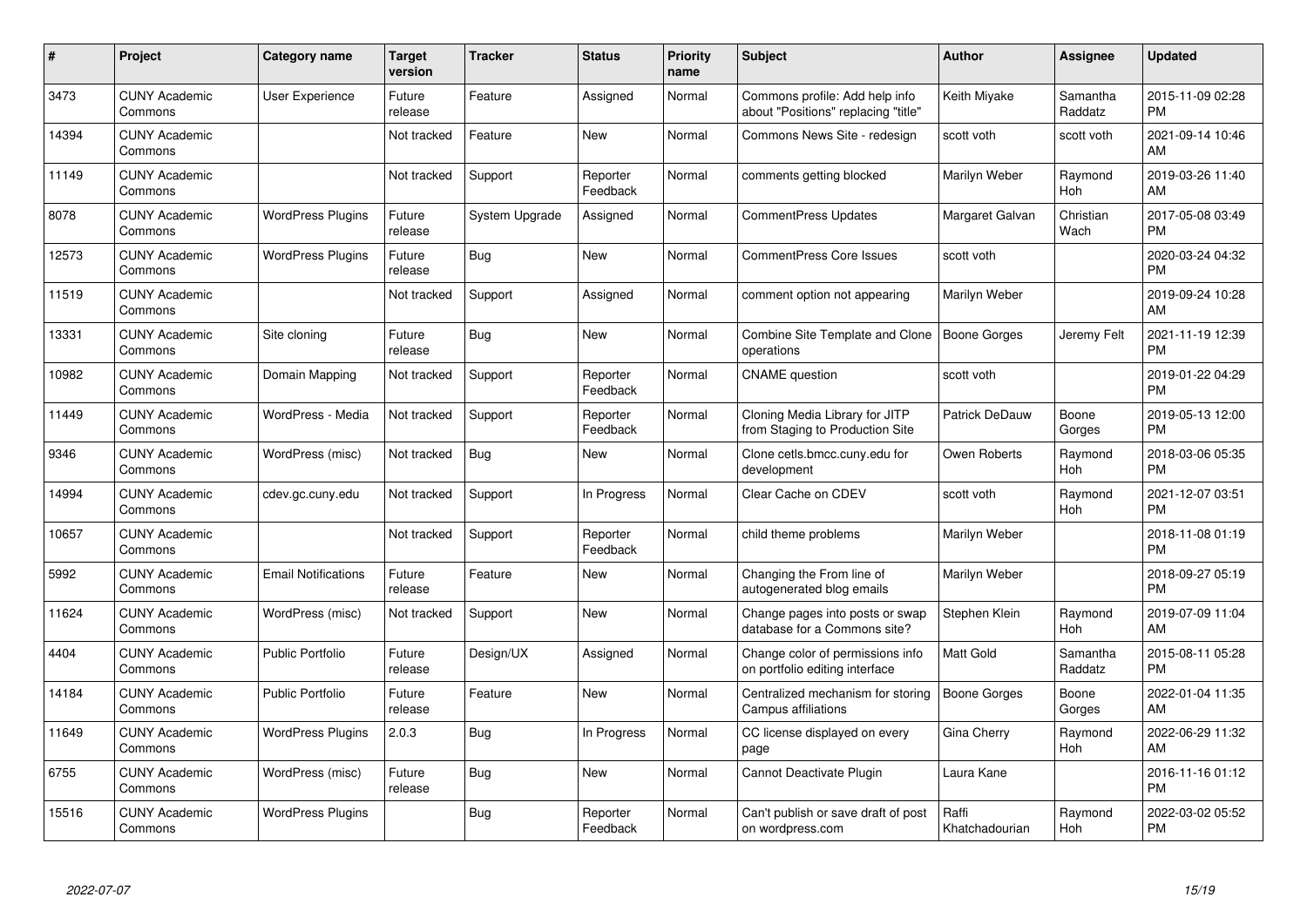| # | Project | Category name | Target version | Tracker | Status | Priority name | Subject | Author | Assignee | Updated |
|---|---|---|---|---|---|---|---|---|---|---|
| 3473 | CUNY Academic Commons | User Experience | Future release | Feature | Assigned | Normal | Commons profile: Add help info about "Positions" replacing "title" | Keith Miyake | Samantha Raddatz | 2015-11-09 02:28 PM |
| 14394 | CUNY Academic Commons | | Not tracked | Feature | New | Normal | Commons News Site - redesign | scott voth | scott voth | 2021-09-14 10:46 AM |
| 11149 | CUNY Academic Commons | | Not tracked | Support | Reporter Feedback | Normal | comments getting blocked | Marilyn Weber | Raymond Hoh | 2019-03-26 11:40 AM |
| 8078 | CUNY Academic Commons | WordPress Plugins | Future release | System Upgrade | Assigned | Normal | CommentPress Updates | Margaret Galvan | Christian Wach | 2017-05-08 03:49 PM |
| 12573 | CUNY Academic Commons | WordPress Plugins | Future release | Bug | New | Normal | CommentPress Core Issues | scott voth | | 2020-03-24 04:32 PM |
| 11519 | CUNY Academic Commons | | Not tracked | Support | Assigned | Normal | comment option not appearing | Marilyn Weber | | 2019-09-24 10:28 AM |
| 13331 | CUNY Academic Commons | Site cloning | Future release | Bug | New | Normal | Combine Site Template and Clone operations | Boone Gorges | Jeremy Felt | 2021-11-19 12:39 PM |
| 10982 | CUNY Academic Commons | Domain Mapping | Not tracked | Support | Reporter Feedback | Normal | CNAME question | scott voth | | 2019-01-22 04:29 PM |
| 11449 | CUNY Academic Commons | WordPress - Media | Not tracked | Support | Reporter Feedback | Normal | Cloning Media Library for JITP from Staging to Production Site | Patrick DeDauw | Boone Gorges | 2019-05-13 12:00 PM |
| 9346 | CUNY Academic Commons | WordPress (misc) | Not tracked | Bug | New | Normal | Clone cetls.bmcc.cuny.edu for development | Owen Roberts | Raymond Hoh | 2018-03-06 05:35 PM |
| 14994 | CUNY Academic Commons | cdev.gc.cuny.edu | Not tracked | Support | In Progress | Normal | Clear Cache on CDEV | scott voth | Raymond Hoh | 2021-12-07 03:51 PM |
| 10657 | CUNY Academic Commons | | Not tracked | Support | Reporter Feedback | Normal | child theme problems | Marilyn Weber | | 2018-11-08 01:19 PM |
| 5992 | CUNY Academic Commons | Email Notifications | Future release | Feature | New | Normal | Changing the From line of autogenerated blog emails | Marilyn Weber | | 2018-09-27 05:19 PM |
| 11624 | CUNY Academic Commons | WordPress (misc) | Not tracked | Support | New | Normal | Change pages into posts or swap database for a Commons site? | Stephen Klein | Raymond Hoh | 2019-07-09 11:04 AM |
| 4404 | CUNY Academic Commons | Public Portfolio | Future release | Design/UX | Assigned | Normal | Change color of permissions info on portfolio editing interface | Matt Gold | Samantha Raddatz | 2015-08-11 05:28 PM |
| 14184 | CUNY Academic Commons | Public Portfolio | Future release | Feature | New | Normal | Centralized mechanism for storing Campus affiliations | Boone Gorges | Boone Gorges | 2022-01-04 11:35 AM |
| 11649 | CUNY Academic Commons | WordPress Plugins | 2.0.3 | Bug | In Progress | Normal | CC license displayed on every page | Gina Cherry | Raymond Hoh | 2022-06-29 11:32 AM |
| 6755 | CUNY Academic Commons | WordPress (misc) | Future release | Bug | New | Normal | Cannot Deactivate Plugin | Laura Kane | | 2016-11-16 01:12 PM |
| 15516 | CUNY Academic Commons | WordPress Plugins | | Bug | Reporter Feedback | Normal | Can't publish or save draft of post on wordpress.com | Raffi Khatchadourian | Raymond Hoh | 2022-03-02 05:52 PM |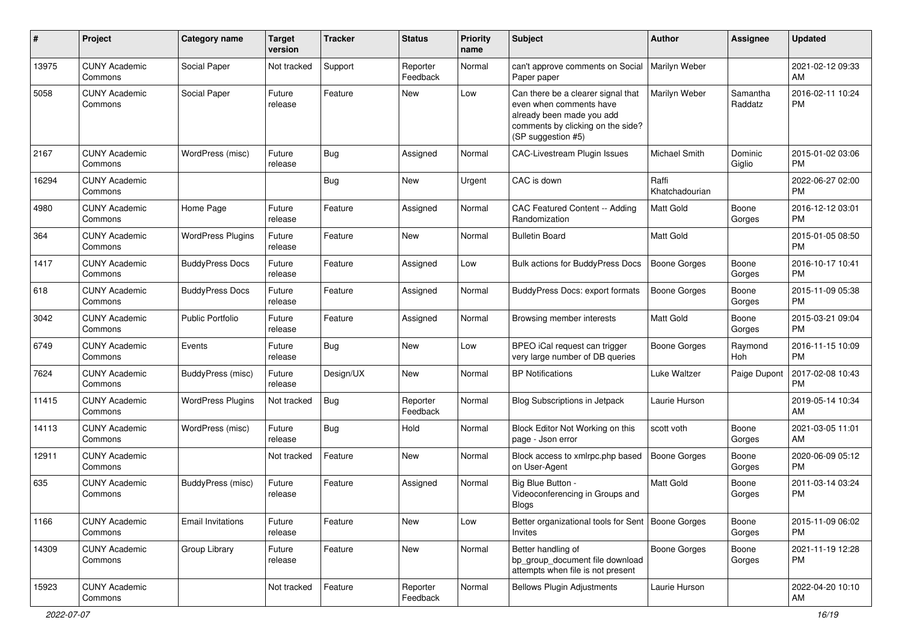| # | Project | Category name | Target version | Tracker | Status | Priority name | Subject | Author | Assignee | Updated |
|---|---|---|---|---|---|---|---|---|---|---|
| 13975 | CUNY Academic Commons | Social Paper | Not tracked | Support | Reporter Feedback | Normal | can't approve comments on Social Paper paper | Marilyn Weber | | 2021-02-12 09:33 AM |
| 5058 | CUNY Academic Commons | Social Paper | Future release | Feature | New | Low | Can there be a clearer signal that even when comments have already been made you add comments by clicking on the side? (SP suggestion #5) | Marilyn Weber | Samantha Raddatz | 2016-02-11 10:24 PM |
| 2167 | CUNY Academic Commons | WordPress (misc) | Future release | Bug | Assigned | Normal | CAC-Livestream Plugin Issues | Michael Smith | Dominic Giglio | 2015-01-02 03:06 PM |
| 16294 | CUNY Academic Commons | | | Bug | New | Urgent | CAC is down | Raffi Khatchadourian | | 2022-06-27 02:00 PM |
| 4980 | CUNY Academic Commons | Home Page | Future release | Feature | Assigned | Normal | CAC Featured Content -- Adding Randomization | Matt Gold | Boone Gorges | 2016-12-12 03:01 PM |
| 364 | CUNY Academic Commons | WordPress Plugins | Future release | Feature | New | Normal | Bulletin Board | Matt Gold | | 2015-01-05 08:50 PM |
| 1417 | CUNY Academic Commons | BuddyPress Docs | Future release | Feature | Assigned | Low | Bulk actions for BuddyPress Docs | Boone Gorges | Boone Gorges | 2016-10-17 10:41 PM |
| 618 | CUNY Academic Commons | BuddyPress Docs | Future release | Feature | Assigned | Normal | BuddyPress Docs: export formats | Boone Gorges | Boone Gorges | 2015-11-09 05:38 PM |
| 3042 | CUNY Academic Commons | Public Portfolio | Future release | Feature | Assigned | Normal | Browsing member interests | Matt Gold | Boone Gorges | 2015-03-21 09:04 PM |
| 6749 | CUNY Academic Commons | Events | Future release | Bug | New | Low | BPEO iCal request can trigger very large number of DB queries | Boone Gorges | Raymond Hoh | 2016-11-15 10:09 PM |
| 7624 | CUNY Academic Commons | BuddyPress (misc) | Future release | Design/UX | New | Normal | BP Notifications | Luke Waltzer | Paige Dupont | 2017-02-08 10:43 PM |
| 11415 | CUNY Academic Commons | WordPress Plugins | Not tracked | Bug | Reporter Feedback | Normal | Blog Subscriptions in Jetpack | Laurie Hurson | | 2019-05-14 10:34 AM |
| 14113 | CUNY Academic Commons | WordPress (misc) | Future release | Bug | Hold | Normal | Block Editor Not Working on this page - Json error | scott voth | Boone Gorges | 2021-03-05 11:01 AM |
| 12911 | CUNY Academic Commons | | Not tracked | Feature | New | Normal | Block access to xmlrpc.php based on User-Agent | Boone Gorges | Boone Gorges | 2020-06-09 05:12 PM |
| 635 | CUNY Academic Commons | BuddyPress (misc) | Future release | Feature | Assigned | Normal | Big Blue Button - Videoconferencing in Groups and Blogs | Matt Gold | Boone Gorges | 2011-03-14 03:24 PM |
| 1166 | CUNY Academic Commons | Email Invitations | Future release | Feature | New | Low | Better organizational tools for Sent Invites | Boone Gorges | Boone Gorges | 2015-11-09 06:02 PM |
| 14309 | CUNY Academic Commons | Group Library | Future release | Feature | New | Normal | Better handling of bp_group_document file download attempts when file is not present | Boone Gorges | Boone Gorges | 2021-11-19 12:28 PM |
| 15923 | CUNY Academic Commons | | Not tracked | Feature | Reporter Feedback | Normal | Bellows Plugin Adjustments | Laurie Hurson | | 2022-04-20 10:10 AM |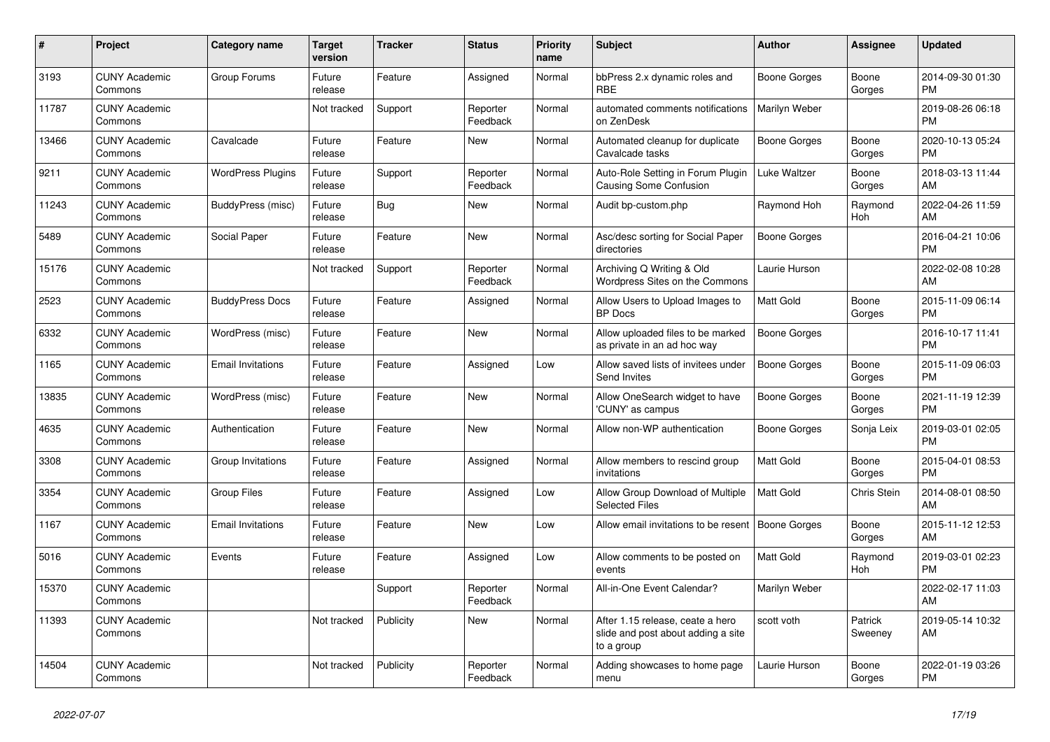| # | Project | Category name | Target version | Tracker | Status | Priority name | Subject | Author | Assignee | Updated |
|---|---|---|---|---|---|---|---|---|---|---|
| 3193 | CUNY Academic Commons | Group Forums | Future release | Feature | Assigned | Normal | bbPress 2.x dynamic roles and RBE | Boone Gorges | Boone Gorges | 2014-09-30 01:30 PM |
| 11787 | CUNY Academic Commons | | Not tracked | Support | Reporter Feedback | Normal | automated comments notifications on ZenDesk | Marilyn Weber | | 2019-08-26 06:18 PM |
| 13466 | CUNY Academic Commons | Cavalcade | Future release | Feature | New | Normal | Automated cleanup for duplicate Cavalcade tasks | Boone Gorges | Boone Gorges | 2020-10-13 05:24 PM |
| 9211 | CUNY Academic Commons | WordPress Plugins | Future release | Support | Reporter Feedback | Normal | Auto-Role Setting in Forum Plugin Causing Some Confusion | Luke Waltzer | Boone Gorges | 2018-03-13 11:44 AM |
| 11243 | CUNY Academic Commons | BuddyPress (misc) | Future release | Bug | New | Normal | Audit bp-custom.php | Raymond Hoh | Raymond Hoh | 2022-04-26 11:59 AM |
| 5489 | CUNY Academic Commons | Social Paper | Future release | Feature | New | Normal | Asc/desc sorting for Social Paper directories | Boone Gorges | | 2016-04-21 10:06 PM |
| 15176 | CUNY Academic Commons | | Not tracked | Support | Reporter Feedback | Normal | Archiving Q Writing & Old Wordpress Sites on the Commons | Laurie Hurson | | 2022-02-08 10:28 AM |
| 2523 | CUNY Academic Commons | BuddyPress Docs | Future release | Feature | Assigned | Normal | Allow Users to Upload Images to BP Docs | Matt Gold | Boone Gorges | 2015-11-09 06:14 PM |
| 6332 | CUNY Academic Commons | WordPress (misc) | Future release | Feature | New | Normal | Allow uploaded files to be marked as private in an ad hoc way | Boone Gorges | | 2016-10-17 11:41 PM |
| 1165 | CUNY Academic Commons | Email Invitations | Future release | Feature | Assigned | Low | Allow saved lists of invitees under Send Invites | Boone Gorges | Boone Gorges | 2015-11-09 06:03 PM |
| 13835 | CUNY Academic Commons | WordPress (misc) | Future release | Feature | New | Normal | Allow OneSearch widget to have 'CUNY' as campus | Boone Gorges | Boone Gorges | 2021-11-19 12:39 PM |
| 4635 | CUNY Academic Commons | Authentication | Future release | Feature | New | Normal | Allow non-WP authentication | Boone Gorges | Sonja Leix | 2019-03-01 02:05 PM |
| 3308 | CUNY Academic Commons | Group Invitations | Future release | Feature | Assigned | Normal | Allow members to rescind group invitations | Matt Gold | Boone Gorges | 2015-04-01 08:53 PM |
| 3354 | CUNY Academic Commons | Group Files | Future release | Feature | Assigned | Low | Allow Group Download of Multiple Selected Files | Matt Gold | Chris Stein | 2014-08-01 08:50 AM |
| 1167 | CUNY Academic Commons | Email Invitations | Future release | Feature | New | Low | Allow email invitations to be resent | Boone Gorges | Boone Gorges | 2015-11-12 12:53 AM |
| 5016 | CUNY Academic Commons | Events | Future release | Feature | Assigned | Low | Allow comments to be posted on events | Matt Gold | Raymond Hoh | 2019-03-01 02:23 PM |
| 15370 | CUNY Academic Commons | | | Support | Reporter Feedback | Normal | All-in-One Event Calendar? | Marilyn Weber | | 2022-02-17 11:03 AM |
| 11393 | CUNY Academic Commons | | Not tracked | Publicity | New | Normal | After 1.15 release, ceate a hero slide and post about adding a site to a group | scott voth | Patrick Sweeney | 2019-05-14 10:32 AM |
| 14504 | CUNY Academic Commons | | Not tracked | Publicity | Reporter Feedback | Normal | Adding showcases to home page menu | Laurie Hurson | Boone Gorges | 2022-01-19 03:26 PM |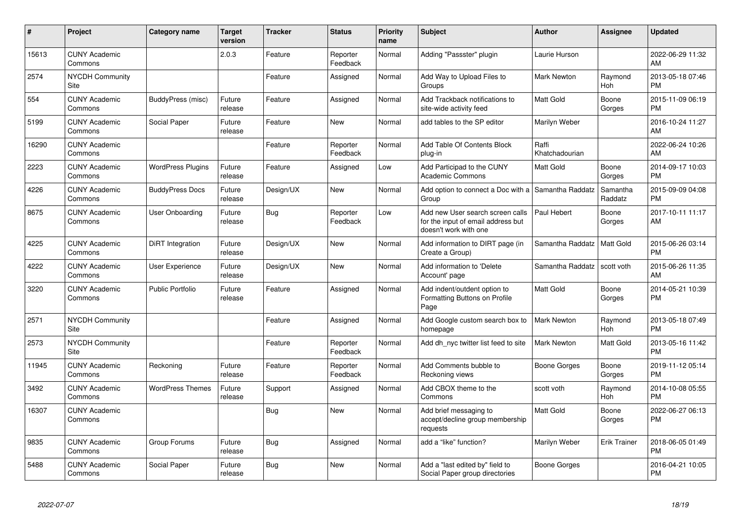| # | Project | Category name | Target version | Tracker | Status | Priority name | Subject | Author | Assignee | Updated |
|---|---|---|---|---|---|---|---|---|---|---|
| 15613 | CUNY Academic Commons | | 2.0.3 | Feature | Reporter Feedback | Normal | Adding "Passster" plugin | Laurie Hurson | | 2022-06-29 11:32 AM |
| 2574 | NYCDH Community Site | | | Feature | Assigned | Normal | Add Way to Upload Files to Groups | Mark Newton | Raymond Hoh | 2013-05-18 07:46 PM |
| 554 | CUNY Academic Commons | BuddyPress (misc) | Future release | Feature | Assigned | Normal | Add Trackback notifications to site-wide activity feed | Matt Gold | Boone Gorges | 2015-11-09 06:19 PM |
| 5199 | CUNY Academic Commons | Social Paper | Future release | Feature | New | Normal | add tables to the SP editor | Marilyn Weber | | 2016-10-24 11:27 AM |
| 16290 | CUNY Academic Commons | | | Feature | Reporter Feedback | Normal | Add Table Of Contents Block plug-in | Raffi Khatchadourian | | 2022-06-24 10:26 AM |
| 2223 | CUNY Academic Commons | WordPress Plugins | Future release | Feature | Assigned | Low | Add Participad to the CUNY Academic Commons | Matt Gold | Boone Gorges | 2014-09-17 10:03 PM |
| 4226 | CUNY Academic Commons | BuddyPress Docs | Future release | Design/UX | New | Normal | Add option to connect a Doc with a Group | Samantha Raddatz | Samantha Raddatz | 2015-09-09 04:08 PM |
| 8675 | CUNY Academic Commons | User Onboarding | Future release | Bug | Reporter Feedback | Low | Add new User search screen calls for the input of email address but doesn't work with one | Paul Hebert | Boone Gorges | 2017-10-11 11:17 AM |
| 4225 | CUNY Academic Commons | DiRT Integration | Future release | Design/UX | New | Normal | Add information to DIRT page (in Create a Group) | Samantha Raddatz | Matt Gold | 2015-06-26 03:14 PM |
| 4222 | CUNY Academic Commons | User Experience | Future release | Design/UX | New | Normal | Add information to 'Delete Account' page | Samantha Raddatz | scott voth | 2015-06-26 11:35 AM |
| 3220 | CUNY Academic Commons | Public Portfolio | Future release | Feature | Assigned | Normal | Add indent/outdent option to Formatting Buttons on Profile Page | Matt Gold | Boone Gorges | 2014-05-21 10:39 PM |
| 2571 | NYCDH Community Site | | | Feature | Assigned | Normal | Add Google custom search box to homepage | Mark Newton | Raymond Hoh | 2013-05-18 07:49 PM |
| 2573 | NYCDH Community Site | | | Feature | Reporter Feedback | Normal | Add dh_nyc twitter list feed to site | Mark Newton | Matt Gold | 2013-05-16 11:42 PM |
| 11945 | CUNY Academic Commons | Reckoning | Future release | Feature | Reporter Feedback | Normal | Add Comments bubble to Reckoning views | Boone Gorges | Boone Gorges | 2019-11-12 05:14 PM |
| 3492 | CUNY Academic Commons | WordPress Themes | Future release | Support | Assigned | Normal | Add CBOX theme to the Commons | scott voth | Raymond Hoh | 2014-10-08 05:55 PM |
| 16307 | CUNY Academic Commons | | | Bug | New | Normal | Add brief messaging to accept/decline group membership requests | Matt Gold | Boone Gorges | 2022-06-27 06:13 PM |
| 9835 | CUNY Academic Commons | Group Forums | Future release | Bug | Assigned | Normal | add a "like" function? | Marilyn Weber | Erik Trainer | 2018-06-05 01:49 PM |
| 5488 | CUNY Academic Commons | Social Paper | Future release | Bug | New | Normal | Add a "last edited by" field to Social Paper group directories | Boone Gorges | | 2016-04-21 10:05 PM |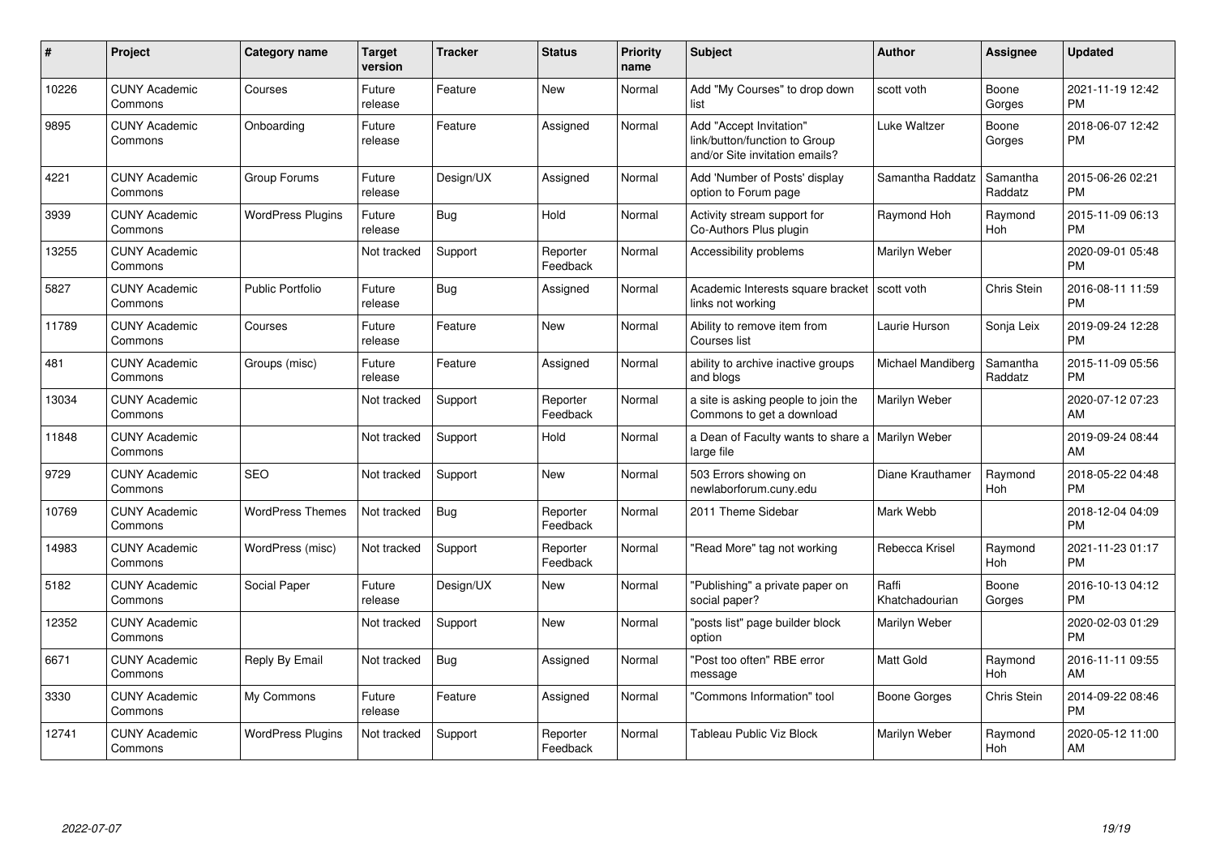| # | Project | Category name | Target version | Tracker | Status | Priority name | Subject | Author | Assignee | Updated |
|---|---|---|---|---|---|---|---|---|---|---|
| 10226 | CUNY Academic Commons | Courses | Future release | Feature | New | Normal | Add "My Courses" to drop down list | scott voth | Boone Gorges | 2021-11-19 12:42 PM |
| 9895 | CUNY Academic Commons | Onboarding | Future release | Feature | Assigned | Normal | Add "Accept Invitation" link/button/function to Group and/or Site invitation emails? | Luke Waltzer | Boone Gorges | 2018-06-07 12:42 PM |
| 4221 | CUNY Academic Commons | Group Forums | Future release | Design/UX | Assigned | Normal | Add 'Number of Posts' display option to Forum page | Samantha Raddatz | Samantha Raddatz | 2015-06-26 02:21 PM |
| 3939 | CUNY Academic Commons | WordPress Plugins | Future release | Bug | Hold | Normal | Activity stream support for Co-Authors Plus plugin | Raymond Hoh | Raymond Hoh | 2015-11-09 06:13 PM |
| 13255 | CUNY Academic Commons | | Not tracked | Support | Reporter Feedback | Normal | Accessibility problems | Marilyn Weber | | 2020-09-01 05:48 PM |
| 5827 | CUNY Academic Commons | Public Portfolio | Future release | Bug | Assigned | Normal | Academic Interests square bracket links not working | scott voth | Chris Stein | 2016-08-11 11:59 PM |
| 11789 | CUNY Academic Commons | Courses | Future release | Feature | New | Normal | Ability to remove item from Courses list | Laurie Hurson | Sonja Leix | 2019-09-24 12:28 PM |
| 481 | CUNY Academic Commons | Groups (misc) | Future release | Feature | Assigned | Normal | ability to archive inactive groups and blogs | Michael Mandiberg | Samantha Raddatz | 2015-11-09 05:56 PM |
| 13034 | CUNY Academic Commons | | Not tracked | Support | Reporter Feedback | Normal | a site is asking people to join the Commons to get a download | Marilyn Weber | | 2020-07-12 07:23 AM |
| 11848 | CUNY Academic Commons | | Not tracked | Support | Hold | Normal | a Dean of Faculty wants to share a large file | Marilyn Weber | | 2019-09-24 08:44 AM |
| 9729 | CUNY Academic Commons | SEO | Not tracked | Support | New | Normal | 503 Errors showing on newlaborforum.cuny.edu | Diane Krauthamer | Raymond Hoh | 2018-05-22 04:48 PM |
| 10769 | CUNY Academic Commons | WordPress Themes | Not tracked | Bug | Reporter Feedback | Normal | 2011 Theme Sidebar | Mark Webb | | 2018-12-04 04:09 PM |
| 14983 | CUNY Academic Commons | WordPress (misc) | Not tracked | Support | Reporter Feedback | Normal | "Read More" tag not working | Rebecca Krisel | Raymond Hoh | 2021-11-23 01:17 PM |
| 5182 | CUNY Academic Commons | Social Paper | Future release | Design/UX | New | Normal | "Publishing" a private paper on social paper? | Raffi Khatchadourian | Boone Gorges | 2016-10-13 04:12 PM |
| 12352 | CUNY Academic Commons | | Not tracked | Support | New | Normal | "posts list" page builder block option | Marilyn Weber | | 2020-02-03 01:29 PM |
| 6671 | CUNY Academic Commons | Reply By Email | Not tracked | Bug | Assigned | Normal | "Post too often" RBE error message | Matt Gold | Raymond Hoh | 2016-11-11 09:55 AM |
| 3330 | CUNY Academic Commons | My Commons | Future release | Feature | Assigned | Normal | "Commons Information" tool | Boone Gorges | Chris Stein | 2014-09-22 08:46 PM |
| 12741 | CUNY Academic Commons | WordPress Plugins | Not tracked | Support | Reporter Feedback | Normal | Tableau Public Viz Block | Marilyn Weber | Raymond Hoh | 2020-05-12 11:00 AM |